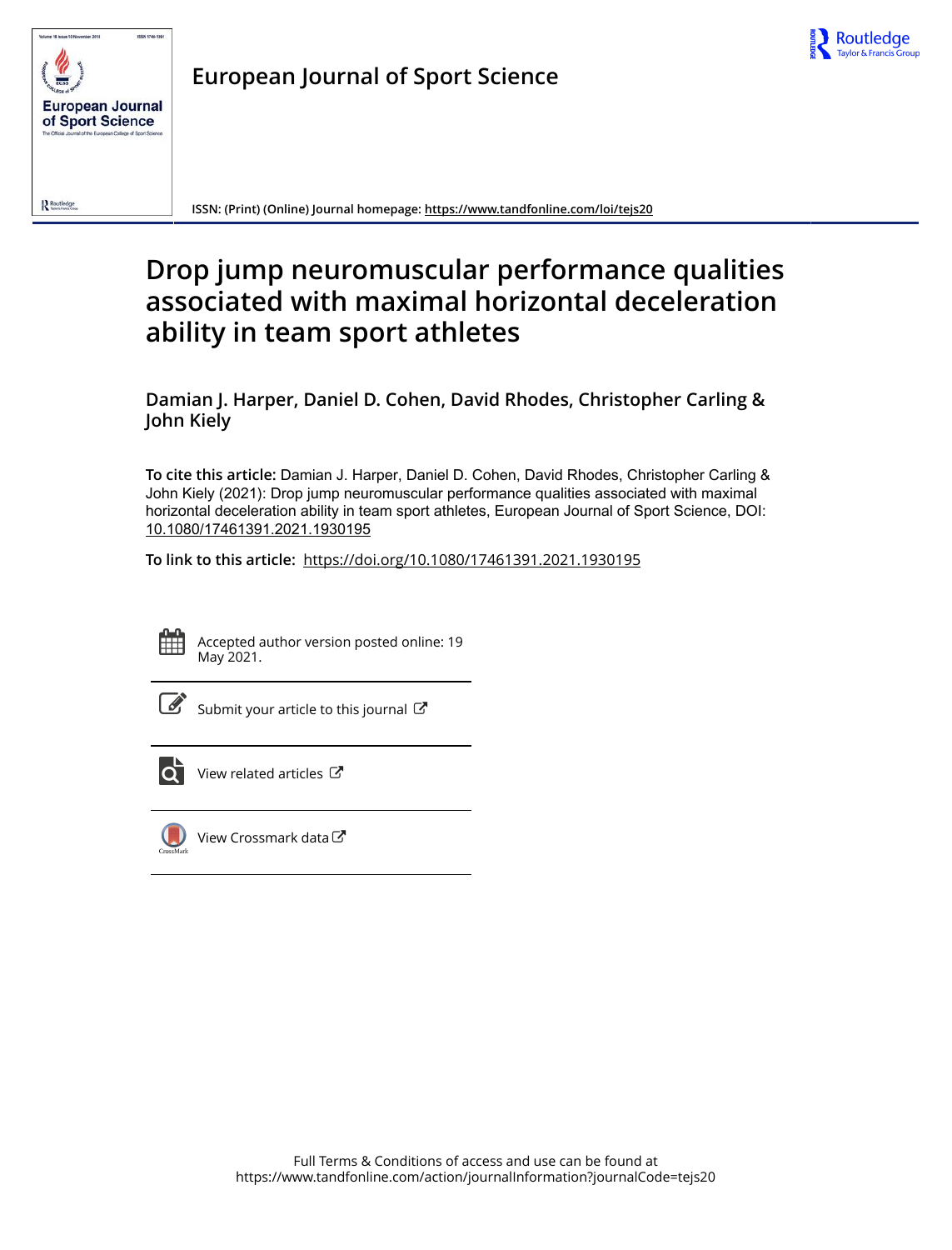# European Journal of Sport Science

ISSN: (Print) (Online) Journal homepage: https://www.tandfonline.com/loi/tejs20

# Drop jump neuromuscular performance qualities associated with maximal horizontal deceleration ability in team sport athletes

**Damian J. Harper, Daniel D. Cohen, David Rhodes, Christopher Carling & John Kiely**

**To cite this article:** Damian J. Harper, Daniel D. Cohen, David Rhodes, Christopher Carling & John Kiely (2021): Drop jump neuromuscular performance qualities associated with maximal horizontal deceleration ability in team sport athletes, European Journal of Sport Science, DOI: 10.1080/17461391.2021.1930195

**To link to this article:** https://doi.org/10.1080/17461391.2021.1930195

Accepted author version posted online: 19 May 2021.

Submit your article to this journal

View related articles

View Crossmark data

Full Terms & Conditions of access and use can be found at https://www.tandfonline.com/action/journalInformation?journalCode=tejs20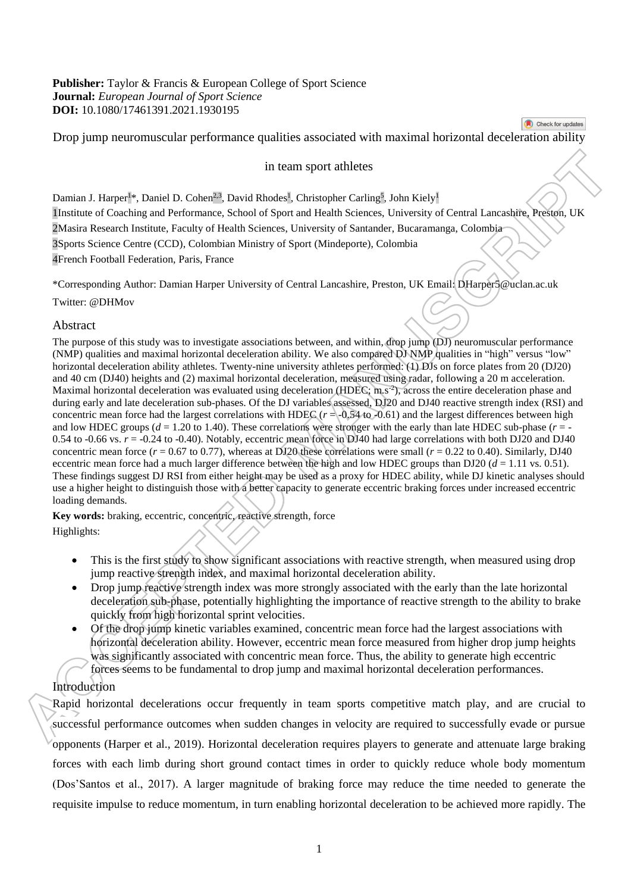**Publisher:** Taylor & Francis & European College of Sport Science
**Journal:** *European Journal of Sport Science*
**DOI:** 10.1080/17461391.2021.1930195

# Drop jump neuromuscular performance qualities associated with maximal horizontal deceleration ability in team sport athletes

Damian J. Harper[1]*, Daniel D. Cohen[2,3], David Rhodes[1], Christopher Carling[5], John Kiely[1]

1Institute of Coaching and Performance, School of Sport and Health Sciences, University of Central Lancashire, Preston, UK

2Masira Research Institute, Faculty of Health Sciences, University of Santander, Bucaramanga, Colombia

3Sports Science Centre (CCD), Colombian Ministry of Sport (Mindeporte), Colombia

4French Football Federation, Paris, France

*Corresponding Author: Damian Harper University of Central Lancashire, Preston, UK Email: DHarper5@uclan.ac.uk

Twitter: @DHMov

## Abstract

The purpose of this study was to investigate associations between, and within, drop jump (DJ) neuromuscular performance (NMP) qualities and maximal horizontal deceleration ability. We also compared DJ NMP qualities in "high" versus "low" horizontal deceleration ability athletes. Twenty-nine university athletes performed: (1) DJs on force plates from 20 (DJ20) and 40 cm (DJ40) heights and (2) maximal horizontal deceleration, measured using radar, following a 20 m acceleration. Maximal horizontal deceleration was evaluated using deceleration (HDEC; $m.s^{-2}$), across the entire deceleration phase and during early and late deceleration sub-phases. Of the DJ variables assessed, DJ20 and DJ40 reactive strength index (RSI) and concentric mean force had the largest correlations with HDEC ($r$ = -0.54 to -0.61) and the largest differences between high and low HDEC groups ($d$ = 1.20 to 1.40). These correlations were stronger with the early than late HDEC sub-phase ($r$ = -0.54 to -0.66 vs. $r$ = -0.24 to -0.40). Notably, eccentric mean force in DJ40 had large correlations with both DJ20 and DJ40 concentric mean force ($r$ = 0.67 to 0.77), whereas at DJ20 these correlations were small ($r$ = 0.22 to 0.40). Similarly, DJ40 eccentric mean force had a much larger difference between the high and low HDEC groups than DJ20 ($d$ = 1.11 vs. 0.51). These findings suggest DJ RSI from either height may be used as a proxy for HDEC ability, while DJ kinetic analyses should use a higher height to distinguish those with a better capacity to generate eccentric braking forces under increased eccentric loading demands.

**Key words:** braking, eccentric, concentric, reactive strength, force

Highlights:

- This is the first study to show significant associations with reactive strength, when measured using drop jump reactive strength index, and maximal horizontal deceleration ability.
- Drop jump reactive strength index was more strongly associated with the early than the late horizontal deceleration sub-phase, potentially highlighting the importance of reactive strength to the ability to brake quickly from high horizontal sprint velocities.
- Of the drop jump kinetic variables examined, concentric mean force had the largest associations with horizontal deceleration ability. However, eccentric mean force measured from higher drop jump heights was significantly associated with concentric mean force. Thus, the ability to generate high eccentric forces seems to be fundamental to drop jump and maximal horizontal deceleration performances.

## Introduction

Rapid horizontal decelerations occur frequently in team sports competitive match play, and are crucial to successful performance outcomes when sudden changes in velocity are required to successfully evade or pursue opponents (Harper et al., 2019). Horizontal deceleration requires players to generate and attenuate large braking forces with each limb during short ground contact times in order to quickly reduce whole body momentum (Dos'Santos et al., 2017). A larger magnitude of braking force may reduce the time needed to generate the requisite impulse to reduce momentum, in turn enabling horizontal deceleration to be achieved more rapidly. The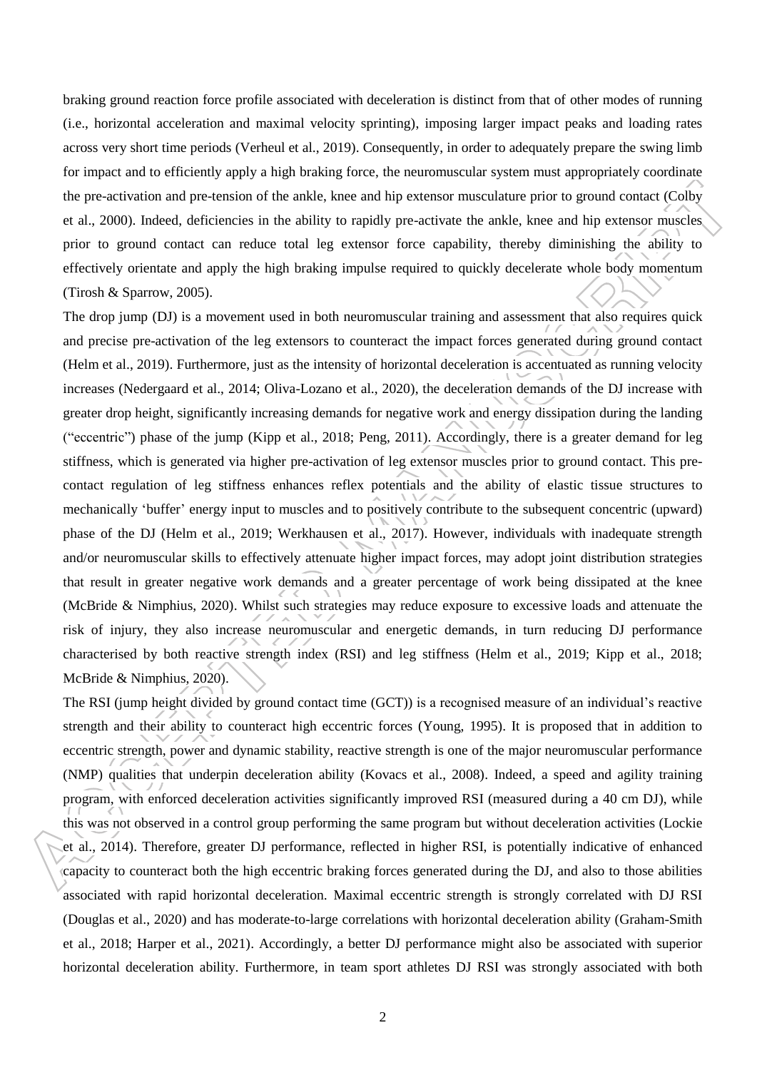braking ground reaction force profile associated with deceleration is distinct from that of other modes of running (i.e., horizontal acceleration and maximal velocity sprinting), imposing larger impact peaks and loading rates across very short time periods (Verheul et al., 2019). Consequently, in order to adequately prepare the swing limb for impact and to efficiently apply a high braking force, the neuromuscular system must appropriately coordinate the pre-activation and pre-tension of the ankle, knee and hip extensor musculature prior to ground contact (Colby et al., 2000). Indeed, deficiencies in the ability to rapidly pre-activate the ankle, knee and hip extensor muscles prior to ground contact can reduce total leg extensor force capability, thereby diminishing the ability to effectively orientate and apply the high braking impulse required to quickly decelerate whole body momentum (Tirosh & Sparrow, 2005).

The drop jump (DJ) is a movement used in both neuromuscular training and assessment that also requires quick and precise pre-activation of the leg extensors to counteract the impact forces generated during ground contact (Helm et al., 2019). Furthermore, just as the intensity of horizontal deceleration is accentuated as running velocity increases (Nedergaard et al., 2014; Oliva-Lozano et al., 2020), the deceleration demands of the DJ increase with greater drop height, significantly increasing demands for negative work and energy dissipation during the landing ("eccentric") phase of the jump (Kipp et al., 2018; Peng, 2011). Accordingly, there is a greater demand for leg stiffness, which is generated via higher pre-activation of leg extensor muscles prior to ground contact. This pre-contact regulation of leg stiffness enhances reflex potentials and the ability of elastic tissue structures to mechanically 'buffer' energy input to muscles and to positively contribute to the subsequent concentric (upward) phase of the DJ (Helm et al., 2019; Werkhausen et al., 2017). However, individuals with inadequate strength and/or neuromuscular skills to effectively attenuate higher impact forces, may adopt joint distribution strategies that result in greater negative work demands and a greater percentage of work being dissipated at the knee (McBride & Nimphius, 2020). Whilst such strategies may reduce exposure to excessive loads and attenuate the risk of injury, they also increase neuromuscular and energetic demands, in turn reducing DJ performance characterised by both reactive strength index (RSI) and leg stiffness (Helm et al., 2019; Kipp et al., 2018; McBride & Nimphius, 2020).

The RSI (jump height divided by ground contact time (GCT)) is a recognised measure of an individual's reactive strength and their ability to counteract high eccentric forces (Young, 1995). It is proposed that in addition to eccentric strength, power and dynamic stability, reactive strength is one of the major neuromuscular performance (NMP) qualities that underpin deceleration ability (Kovacs et al., 2008). Indeed, a speed and agility training program, with enforced deceleration activities significantly improved RSI (measured during a 40 cm DJ), while this was not observed in a control group performing the same program but without deceleration activities (Lockie et al., 2014). Therefore, greater DJ performance, reflected in higher RSI, is potentially indicative of enhanced capacity to counteract both the high eccentric braking forces generated during the DJ, and also to those abilities associated with rapid horizontal deceleration. Maximal eccentric strength is strongly correlated with DJ RSI (Douglas et al., 2020) and has moderate-to-large correlations with horizontal deceleration ability (Graham-Smith et al., 2018; Harper et al., 2021). Accordingly, a better DJ performance might also be associated with superior horizontal deceleration ability. Furthermore, in team sport athletes DJ RSI was strongly associated with both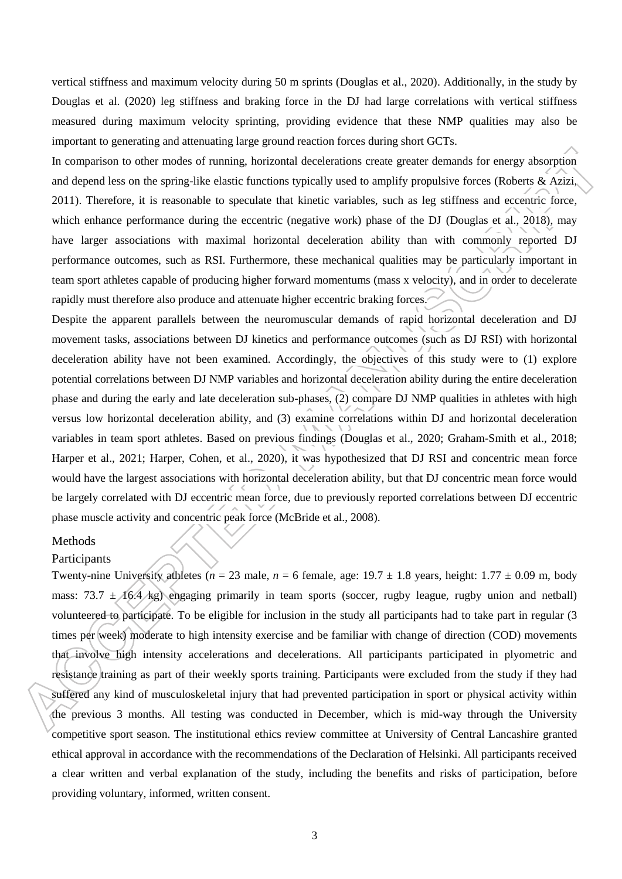vertical stiffness and maximum velocity during 50 m sprints (Douglas et al., 2020). Additionally, in the study by Douglas et al. (2020) leg stiffness and braking force in the DJ had large correlations with vertical stiffness measured during maximum velocity sprinting, providing evidence that these NMP qualities may also be important to generating and attenuating large ground reaction forces during short GCTs.

In comparison to other modes of running, horizontal decelerations create greater demands for energy absorption and depend less on the spring-like elastic functions typically used to amplify propulsive forces (Roberts & Azizi, 2011). Therefore, it is reasonable to speculate that kinetic variables, such as leg stiffness and eccentric force, which enhance performance during the eccentric (negative work) phase of the DJ (Douglas et al., 2018), may have larger associations with maximal horizontal deceleration ability than with commonly reported DJ performance outcomes, such as RSI. Furthermore, these mechanical qualities may be particularly important in team sport athletes capable of producing higher forward momentums (mass x velocity), and in order to decelerate rapidly must therefore also produce and attenuate higher eccentric braking forces.

Despite the apparent parallels between the neuromuscular demands of rapid horizontal deceleration and DJ movement tasks, associations between DJ kinetics and performance outcomes (such as DJ RSI) with horizontal deceleration ability have not been examined. Accordingly, the objectives of this study were to (1) explore potential correlations between DJ NMP variables and horizontal deceleration ability during the entire deceleration phase and during the early and late deceleration sub-phases, (2) compare DJ NMP qualities in athletes with high versus low horizontal deceleration ability, and (3) examine correlations within DJ and horizontal deceleration variables in team sport athletes. Based on previous findings (Douglas et al., 2020; Graham-Smith et al., 2018; Harper et al., 2021; Harper, Cohen, et al., 2020), it was hypothesized that DJ RSI and concentric mean force would have the largest associations with horizontal deceleration ability, but that DJ concentric mean force would be largely correlated with DJ eccentric mean force, due to previously reported correlations between DJ eccentric phase muscle activity and concentric peak force (McBride et al., 2008).

## Methods

### Participants

Twenty-nine University athletes (*n* = 23 male, *n* = 6 female, age: 19.7 ± 1.8 years, height: 1.77 ± 0.09 m, body mass: 73.7 ± 16.4 kg) engaging primarily in team sports (soccer, rugby league, rugby union and netball) volunteered to participate. To be eligible for inclusion in the study all participants had to take part in regular (3 times per week) moderate to high intensity exercise and be familiar with change of direction (COD) movements that involve high intensity accelerations and decelerations. All participants participated in plyometric and resistance training as part of their weekly sports training. Participants were excluded from the study if they had suffered any kind of musculoskeletal injury that had prevented participation in sport or physical activity within the previous 3 months. All testing was conducted in December, which is mid-way through the University competitive sport season. The institutional ethics review committee at University of Central Lancashire granted ethical approval in accordance with the recommendations of the Declaration of Helsinki. All participants received a clear written and verbal explanation of the study, including the benefits and risks of participation, before providing voluntary, informed, written consent.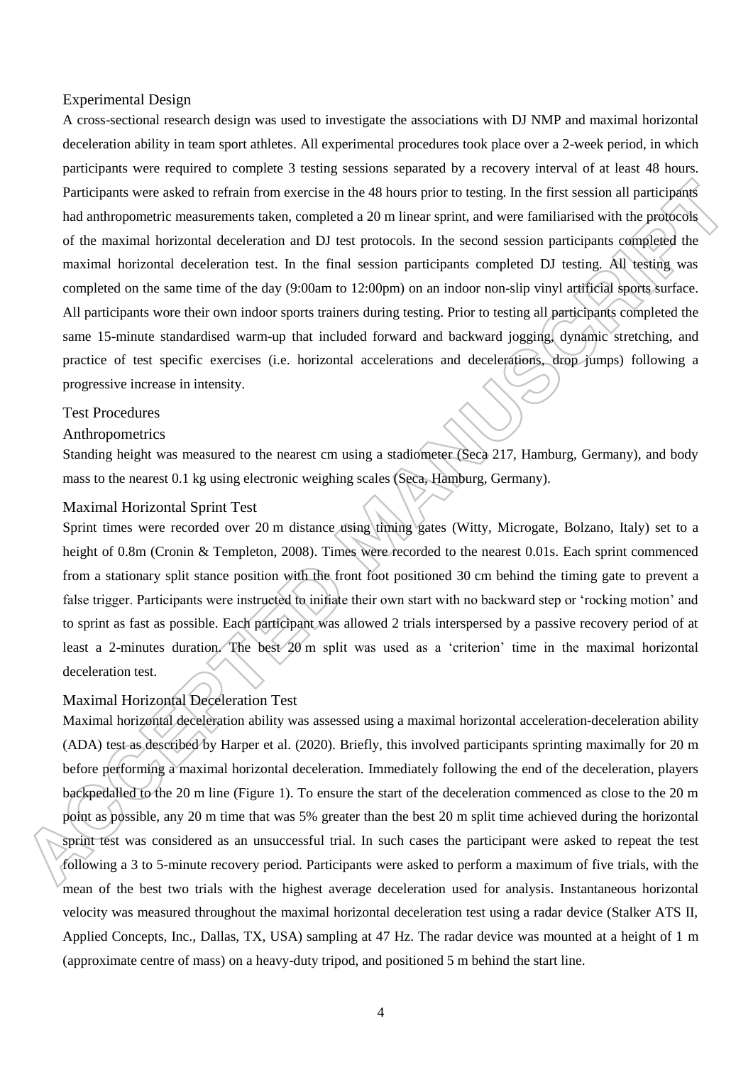## Experimental Design

A cross-sectional research design was used to investigate the associations with DJ NMP and maximal horizontal deceleration ability in team sport athletes. All experimental procedures took place over a 2-week period, in which participants were required to complete 3 testing sessions separated by a recovery interval of at least 48 hours. Participants were asked to refrain from exercise in the 48 hours prior to testing. In the first session all participants had anthropometric measurements taken, completed a 20 m linear sprint, and were familiarised with the protocols of the maximal horizontal deceleration and DJ test protocols. In the second session participants completed the maximal horizontal deceleration test. In the final session participants completed DJ testing. All testing was completed on the same time of the day (9:00am to 12:00pm) on an indoor non-slip vinyl artificial sports surface. All participants wore their own indoor sports trainers during testing. Prior to testing all participants completed the same 15-minute standardised warm-up that included forward and backward jogging, dynamic stretching, and practice of test specific exercises (i.e. horizontal accelerations and decelerations, drop jumps) following a progressive increase in intensity.

## Test Procedures

### Anthropometrics

Standing height was measured to the nearest cm using a stadiometer (Seca 217, Hamburg, Germany), and body mass to the nearest 0.1 kg using electronic weighing scales (Seca, Hamburg, Germany).

### Maximal Horizontal Sprint Test

Sprint times were recorded over 20 m distance using timing gates (Witty, Microgate, Bolzano, Italy) set to a height of 0.8m (Cronin & Templeton, 2008). Times were recorded to the nearest 0.01s. Each sprint commenced from a stationary split stance position with the front foot positioned 30 cm behind the timing gate to prevent a false trigger. Participants were instructed to initiate their own start with no backward step or 'rocking motion' and to sprint as fast as possible. Each participant was allowed 2 trials interspersed by a passive recovery period of at least a 2-minutes duration. The best 20 m split was used as a 'criterion' time in the maximal horizontal deceleration test.

### Maximal Horizontal Deceleration Test

Maximal horizontal deceleration ability was assessed using a maximal horizontal acceleration-deceleration ability (ADA) test as described by Harper et al. (2020). Briefly, this involved participants sprinting maximally for 20 m before performing a maximal horizontal deceleration. Immediately following the end of the deceleration, players backpedalled to the 20 m line (Figure 1). To ensure the start of the deceleration commenced as close to the 20 m point as possible, any 20 m time that was 5% greater than the best 20 m split time achieved during the horizontal sprint test was considered as an unsuccessful trial. In such cases the participant were asked to repeat the test following a 3 to 5-minute recovery period. Participants were asked to perform a maximum of five trials, with the mean of the best two trials with the highest average deceleration used for analysis. Instantaneous horizontal velocity was measured throughout the maximal horizontal deceleration test using a radar device (Stalker ATS II, Applied Concepts, Inc., Dallas, TX, USA) sampling at 47 Hz. The radar device was mounted at a height of 1 m (approximate centre of mass) on a heavy-duty tripod, and positioned 5 m behind the start line.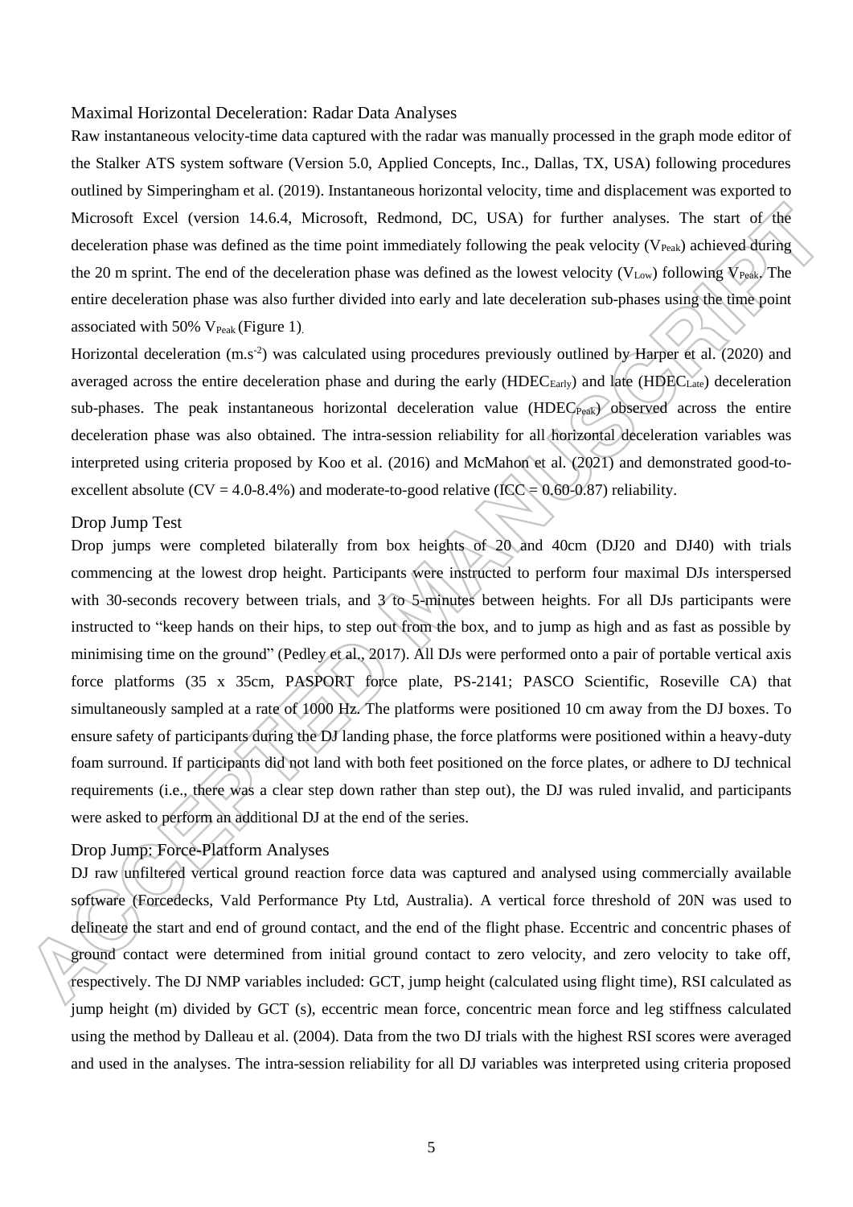## Maximal Horizontal Deceleration: Radar Data Analyses

Raw instantaneous velocity-time data captured with the radar was manually processed in the graph mode editor of the Stalker ATS system software (Version 5.0, Applied Concepts, Inc., Dallas, TX, USA) following procedures outlined by Simperingham et al. (2019). Instantaneous horizontal velocity, time and displacement was exported to Microsoft Excel (version 14.6.4, Microsoft, Redmond, DC, USA) for further analyses. The start of the deceleration phase was defined as the time point immediately following the peak velocity ($V_{Peak}$) achieved during the 20 m sprint. The end of the deceleration phase was defined as the lowest velocity ($V_{Low}$) following $V_{Peak}$. The entire deceleration phase was also further divided into early and late deceleration sub-phases using the time point associated with 50% $V_{Peak}$ (Figure 1).

Horizontal deceleration (m.s$^{-2}$) was calculated using procedures previously outlined by Harper et al. (2020) and averaged across the entire deceleration phase and during the early ($HDEC_{Early}$) and late ($HDEC_{Late}$) deceleration sub-phases. The peak instantaneous horizontal deceleration value ($HDEC_{Peak}$) observed across the entire deceleration phase was also obtained. The intra-session reliability for all horizontal deceleration variables was interpreted using criteria proposed by Koo et al. (2016) and McMahon et al. (2021) and demonstrated good-to-excellent absolute (CV = 4.0-8.4%) and moderate-to-good relative (ICC = 0.60-0.87) reliability.

## Drop Jump Test

Drop jumps were completed bilaterally from box heights of 20 and 40cm (DJ20 and DJ40) with trials commencing at the lowest drop height. Participants were instructed to perform four maximal DJs interspersed with 30-seconds recovery between trials, and 3 to 5-minutes between heights. For all DJs participants were instructed to "keep hands on their hips, to step out from the box, and to jump as high and as fast as possible by minimising time on the ground" (Pedley et al., 2017). All DJs were performed onto a pair of portable vertical axis force platforms (35 x 35cm, PASPORT force plate, PS-2141; PASCO Scientific, Roseville CA) that simultaneously sampled at a rate of 1000 Hz. The platforms were positioned 10 cm away from the DJ boxes. To ensure safety of participants during the DJ landing phase, the force platforms were positioned within a heavy-duty foam surround. If participants did not land with both feet positioned on the force plates, or adhere to DJ technical requirements (i.e., there was a clear step down rather than step out), the DJ was ruled invalid, and participants were asked to perform an additional DJ at the end of the series.

## Drop Jump: Force-Platform Analyses

DJ raw unfiltered vertical ground reaction force data was captured and analysed using commercially available software (Forcedecks, Vald Performance Pty Ltd, Australia). A vertical force threshold of 20N was used to delineate the start and end of ground contact, and the end of the flight phase. Eccentric and concentric phases of ground contact were determined from initial ground contact to zero velocity, and zero velocity to take off, respectively. The DJ NMP variables included: GCT, jump height (calculated using flight time), RSI calculated as jump height (m) divided by GCT (s), eccentric mean force, concentric mean force and leg stiffness calculated using the method by Dalleau et al. (2004). Data from the two DJ trials with the highest RSI scores were averaged and used in the analyses. The intra-session reliability for all DJ variables was interpreted using criteria proposed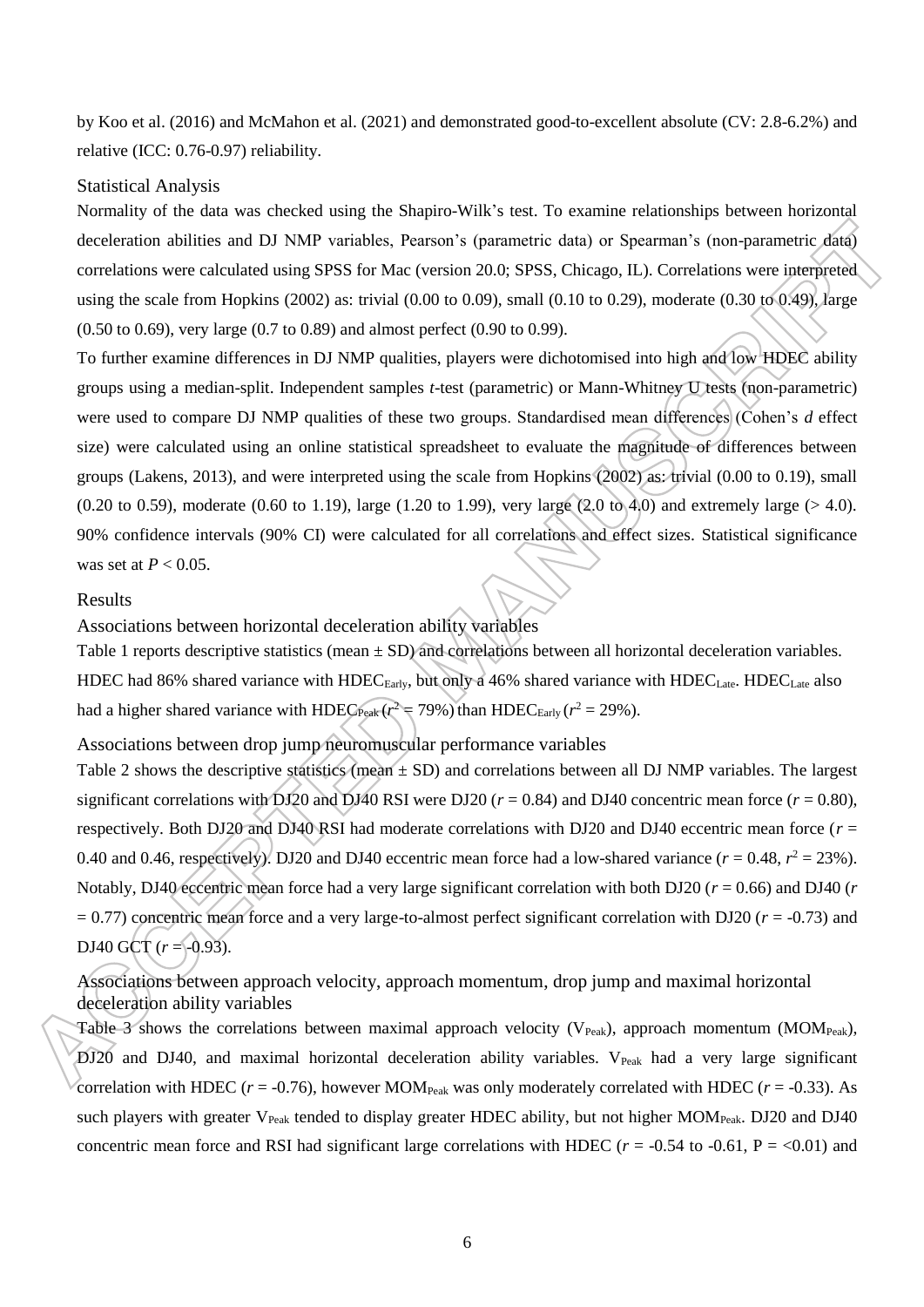by Koo et al. (2016) and McMahon et al. (2021) and demonstrated good-to-excellent absolute (CV: 2.8-6.2%) and relative (ICC: 0.76-0.97) reliability.

## Statistical Analysis

Normality of the data was checked using the Shapiro-Wilk's test. To examine relationships between horizontal deceleration abilities and DJ NMP variables, Pearson's (parametric data) or Spearman's (non-parametric data) correlations were calculated using SPSS for Mac (version 20.0; SPSS, Chicago, IL). Correlations were interpreted using the scale from Hopkins (2002) as: trivial (0.00 to 0.09), small (0.10 to 0.29), moderate (0.30 to 0.49), large (0.50 to 0.69), very large (0.7 to 0.89) and almost perfect (0.90 to 0.99).

To further examine differences in DJ NMP qualities, players were dichotomised into high and low HDEC ability groups using a median-split. Independent samples *t*-test (parametric) or Mann-Whitney U tests (non-parametric) were used to compare DJ NMP qualities of these two groups. Standardised mean differences (Cohen's *d* effect size) were calculated using an online statistical spreadsheet to evaluate the magnitude of differences between groups (Lakens, 2013), and were interpreted using the scale from Hopkins (2002) as: trivial (0.00 to 0.19), small (0.20 to 0.59), moderate (0.60 to 1.19), large (1.20 to 1.99), very large (2.0 to 4.0) and extremely large (> 4.0). 90% confidence intervals (90% CI) were calculated for all correlations and effect sizes. Statistical significance was set at $P < 0.05$.

# Results

## Associations between horizontal deceleration ability variables

Table 1 reports descriptive statistics (mean ± SD) and correlations between all horizontal deceleration variables. HDEC had 86% shared variance with $HDEC_{Early}$, but only a 46% shared variance with $HDEC_{Late}$. $HDEC_{Late}$ also had a higher shared variance with $HDEC_{Peak}$ ($r^2$ = 79%) than $HDEC_{Early}$ ($r^2$ = 29%).

## Associations between drop jump neuromuscular performance variables

Table 2 shows the descriptive statistics (mean ± SD) and correlations between all DJ NMP variables. The largest significant correlations with DJ20 and DJ40 RSI were DJ20 ($r$ = 0.84) and DJ40 concentric mean force ($r$ = 0.80), respectively. Both DJ20 and DJ40 RSI had moderate correlations with DJ20 and DJ40 eccentric mean force ($r$ = 0.40 and 0.46, respectively). DJ20 and DJ40 eccentric mean force had a low-shared variance ($r$ = 0.48, $r^2$ = 23%). Notably, DJ40 eccentric mean force had a very large significant correlation with both DJ20 ($r$ = 0.66) and DJ40 ($r$ = 0.77) concentric mean force and a very large-to-almost perfect significant correlation with DJ20 ($r$ = -0.73) and DJ40 GCT ($r$ = -0.93).

## Associations between approach velocity, approach momentum, drop jump and maximal horizontal deceleration ability variables

Table 3 shows the correlations between maximal approach velocity ($V_{Peak}$), approach momentum ($MOM_{Peak}$), DJ20 and DJ40, and maximal horizontal deceleration ability variables. $V_{Peak}$ had a very large significant correlation with HDEC ($r$ = -0.76), however $MOM_{Peak}$ was only moderately correlated with HDEC ($r$ = -0.33). As such players with greater $V_{Peak}$ tended to display greater HDEC ability, but not higher $MOM_{Peak}$. DJ20 and DJ40 concentric mean force and RSI had significant large correlations with HDEC ($r$ = -0.54 to -0.61, P = <0.01) and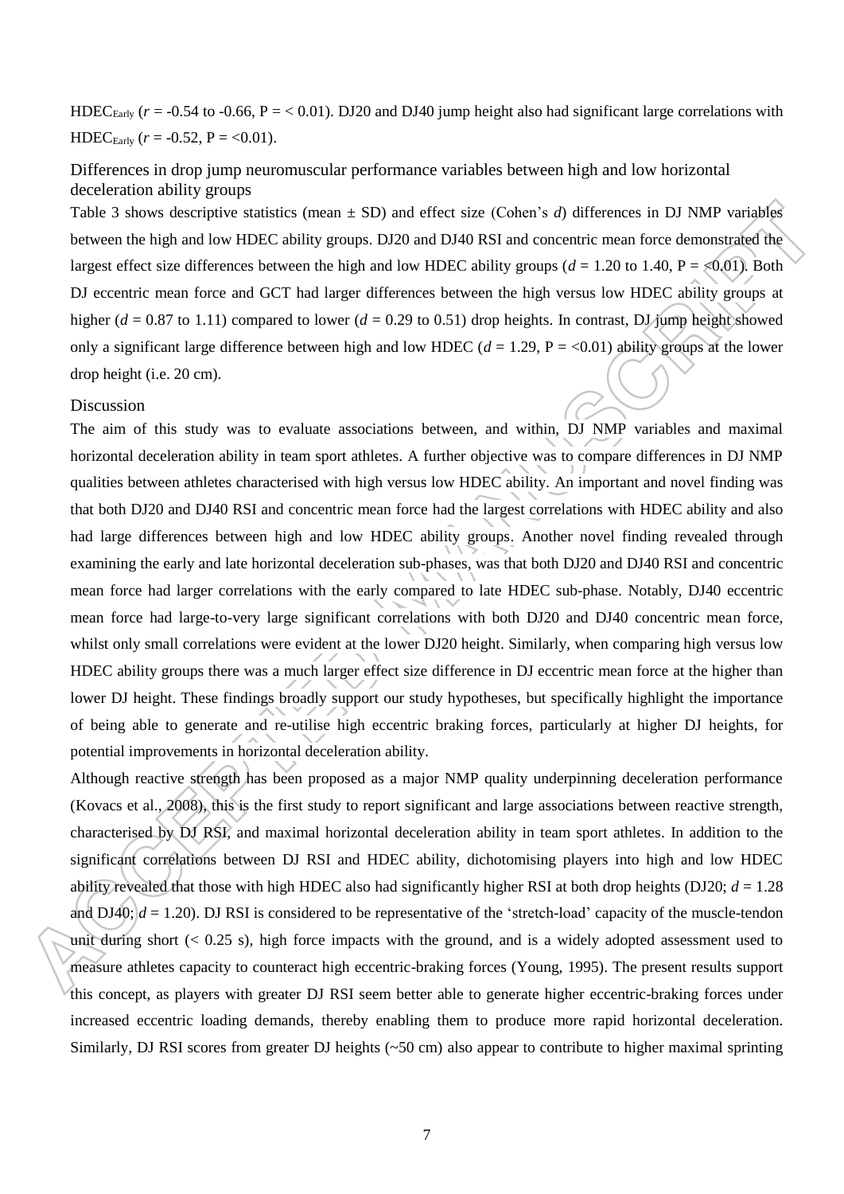$HDEC_{Early}$ ($r$ = -0.54 to -0.66, P = < 0.01). DJ20 and DJ40 jump height also had significant large correlations with $HDEC_{Early}$ ($r$ = -0.52, P = <0.01).

## Differences in drop jump neuromuscular performance variables between high and low horizontal deceleration ability groups

Table 3 shows descriptive statistics (mean ± SD) and effect size (Cohen's *d*) differences in DJ NMP variables between the high and low HDEC ability groups. DJ20 and DJ40 RSI and concentric mean force demonstrated the largest effect size differences between the high and low HDEC ability groups ($d$ = 1.20 to 1.40, P = <0.01). Both DJ eccentric mean force and GCT had larger differences between the high versus low HDEC ability groups at higher ($d$ = 0.87 to 1.11) compared to lower ($d$ = 0.29 to 0.51) drop heights. In contrast, DJ jump height showed only a significant large difference between high and low HDEC ($d$ = 1.29, P = <0.01) ability groups at the lower drop height (i.e. 20 cm).

## Discussion

The aim of this study was to evaluate associations between, and within, DJ NMP variables and maximal horizontal deceleration ability in team sport athletes. A further objective was to compare differences in DJ NMP qualities between athletes characterised with high versus low HDEC ability. An important and novel finding was that both DJ20 and DJ40 RSI and concentric mean force had the largest correlations with HDEC ability and also had large differences between high and low HDEC ability groups. Another novel finding revealed through examining the early and late horizontal deceleration sub-phases, was that both DJ20 and DJ40 RSI and concentric mean force had larger correlations with the early compared to late HDEC sub-phase. Notably, DJ40 eccentric mean force had large-to-very large significant correlations with both DJ20 and DJ40 concentric mean force, whilst only small correlations were evident at the lower DJ20 height. Similarly, when comparing high versus low HDEC ability groups there was a much larger effect size difference in DJ eccentric mean force at the higher than lower DJ height. These findings broadly support our study hypotheses, but specifically highlight the importance of being able to generate and re-utilise high eccentric braking forces, particularly at higher DJ heights, for potential improvements in horizontal deceleration ability.

Although reactive strength has been proposed as a major NMP quality underpinning deceleration performance (Kovacs et al., 2008), this is the first study to report significant and large associations between reactive strength, characterised by DJ RSI, and maximal horizontal deceleration ability in team sport athletes. In addition to the significant correlations between DJ RSI and HDEC ability, dichotomising players into high and low HDEC ability revealed that those with high HDEC also had significantly higher RSI at both drop heights (DJ20; $d$ = 1.28 and DJ40; $d$ = 1.20). DJ RSI is considered to be representative of the 'stretch-load' capacity of the muscle-tendon unit during short (< 0.25 s), high force impacts with the ground, and is a widely adopted assessment used to measure athletes capacity to counteract high eccentric-braking forces (Young, 1995). The present results support this concept, as players with greater DJ RSI seem better able to generate higher eccentric-braking forces under increased eccentric loading demands, thereby enabling them to produce more rapid horizontal deceleration. Similarly, DJ RSI scores from greater DJ heights (~50 cm) also appear to contribute to higher maximal sprinting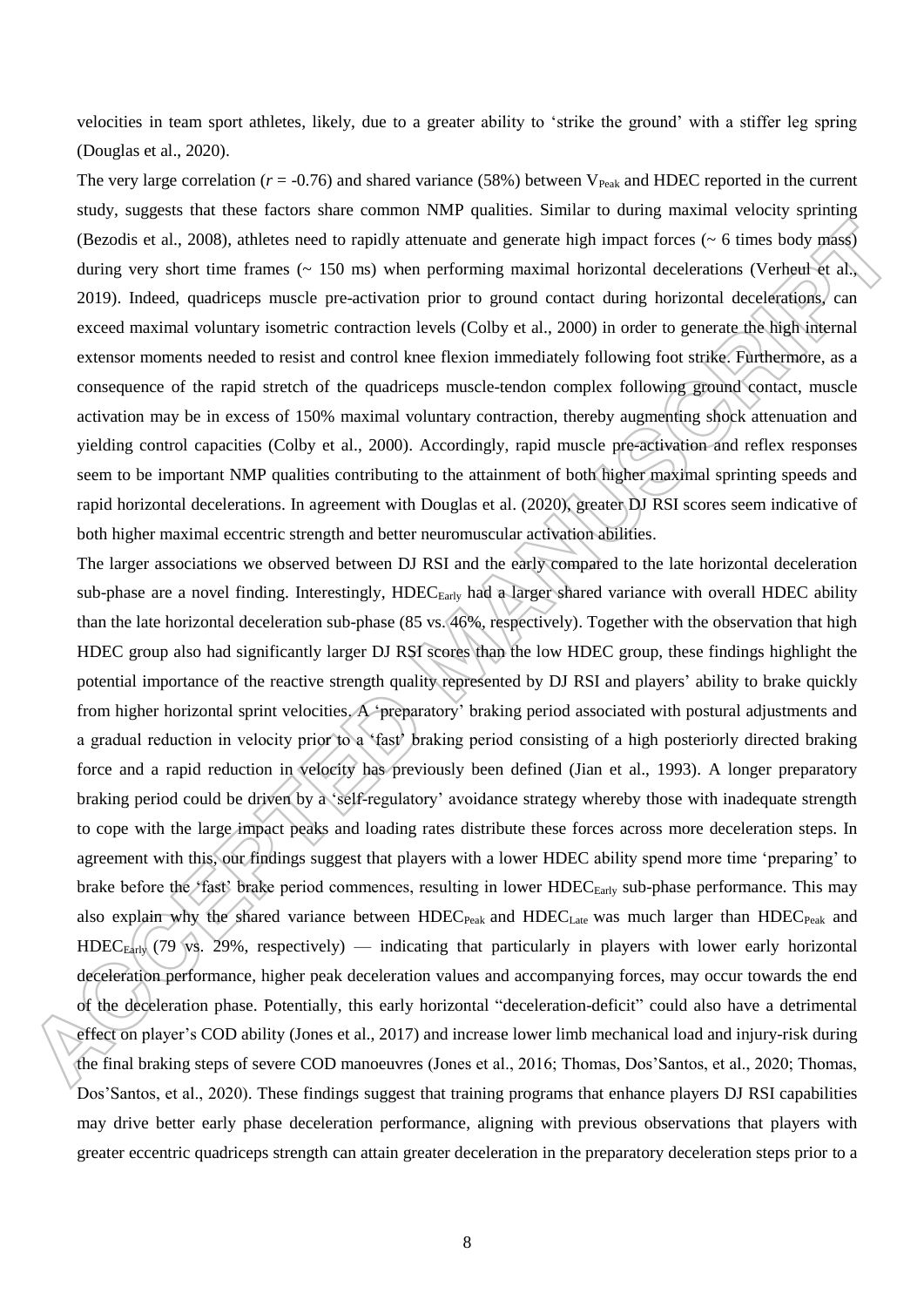velocities in team sport athletes, likely, due to a greater ability to 'strike the ground' with a stiffer leg spring (Douglas et al., 2020).

The very large correlation ($r$ = -0.76) and shared variance (58%) between $V_{Peak}$ and HDEC reported in the current study, suggests that these factors share common NMP qualities. Similar to during maximal velocity sprinting (Bezodis et al., 2008), athletes need to rapidly attenuate and generate high impact forces (~ 6 times body mass) during very short time frames (~ 150 ms) when performing maximal horizontal decelerations (Verheul et al., 2019). Indeed, quadriceps muscle pre-activation prior to ground contact during horizontal decelerations, can exceed maximal voluntary isometric contraction levels (Colby et al., 2000) in order to generate the high internal extensor moments needed to resist and control knee flexion immediately following foot strike. Furthermore, as a consequence of the rapid stretch of the quadriceps muscle-tendon complex following ground contact, muscle activation may be in excess of 150% maximal voluntary contraction, thereby augmenting shock attenuation and yielding control capacities (Colby et al., 2000). Accordingly, rapid muscle pre-activation and reflex responses seem to be important NMP qualities contributing to the attainment of both higher maximal sprinting speeds and rapid horizontal decelerations. In agreement with Douglas et al. (2020), greater DJ RSI scores seem indicative of both higher maximal eccentric strength and better neuromuscular activation abilities.

The larger associations we observed between DJ RSI and the early compared to the late horizontal deceleration sub-phase are a novel finding. Interestingly, $HDEC_{Early}$ had a larger shared variance with overall HDEC ability than the late horizontal deceleration sub-phase (85 vs. 46%, respectively). Together with the observation that high HDEC group also had significantly larger DJ RSI scores than the low HDEC group, these findings highlight the potential importance of the reactive strength quality represented by DJ RSI and players' ability to brake quickly from higher horizontal sprint velocities. A 'preparatory' braking period associated with postural adjustments and a gradual reduction in velocity prior to a 'fast' braking period consisting of a high posteriorly directed braking force and a rapid reduction in velocity has previously been defined (Jian et al., 1993). A longer preparatory braking period could be driven by a 'self-regulatory' avoidance strategy whereby those with inadequate strength to cope with the large impact peaks and loading rates distribute these forces across more deceleration steps. In agreement with this, our findings suggest that players with a lower HDEC ability spend more time 'preparing' to brake before the 'fast' brake period commences, resulting in lower $HDEC_{Early}$ sub-phase performance. This may also explain why the shared variance between $HDEC_{Peak}$ and $HDEC_{Late}$ was much larger than $HDEC_{Peak}$ and $HDEC_{Early}$ (79 vs. 29%, respectively) — indicating that particularly in players with lower early horizontal deceleration performance, higher peak deceleration values and accompanying forces, may occur towards the end of the deceleration phase. Potentially, this early horizontal "deceleration-deficit" could also have a detrimental effect on player's COD ability (Jones et al., 2017) and increase lower limb mechanical load and injury-risk during the final braking steps of severe COD manoeuvres (Jones et al., 2016; Thomas, Dos'Santos, et al., 2020; Thomas, Dos'Santos, et al., 2020). These findings suggest that training programs that enhance players DJ RSI capabilities may drive better early phase deceleration performance, aligning with previous observations that players with greater eccentric quadriceps strength can attain greater deceleration in the preparatory deceleration steps prior to a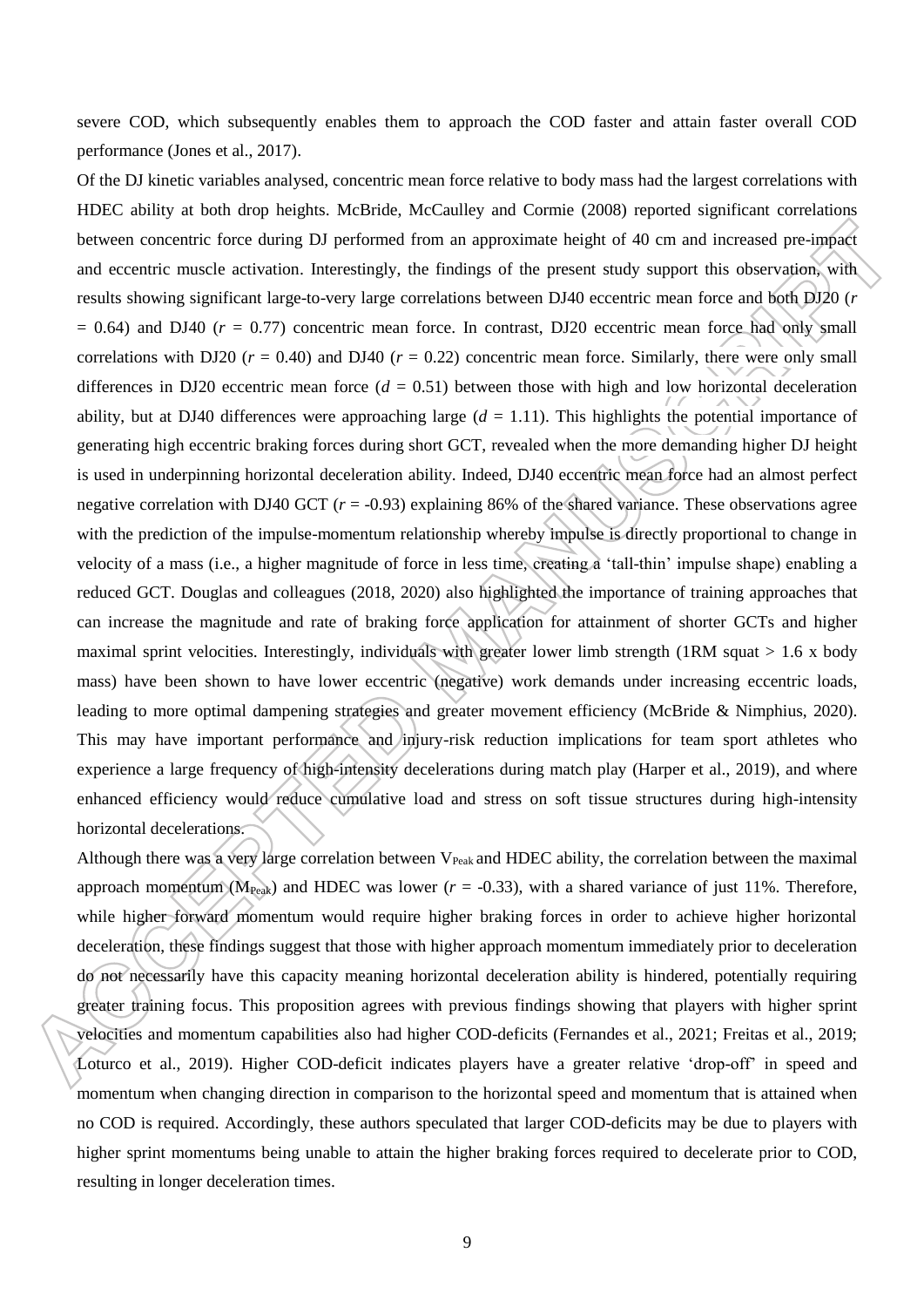severe COD, which subsequently enables them to approach the COD faster and attain faster overall COD performance (Jones et al., 2017).

Of the DJ kinetic variables analysed, concentric mean force relative to body mass had the largest correlations with HDEC ability at both drop heights. McBride, McCaulley and Cormie (2008) reported significant correlations between concentric force during DJ performed from an approximate height of 40 cm and increased pre-impact and eccentric muscle activation. Interestingly, the findings of the present study support this observation, with results showing significant large-to-very large correlations between DJ40 eccentric mean force and both DJ20 ($r$ = 0.64) and DJ40 ($r$ = 0.77) concentric mean force. In contrast, DJ20 eccentric mean force had only small correlations with DJ20 ($r$ = 0.40) and DJ40 ($r$ = 0.22) concentric mean force. Similarly, there were only small differences in DJ20 eccentric mean force ($d$ = 0.51) between those with high and low horizontal deceleration ability, but at DJ40 differences were approaching large ($d$ = 1.11). This highlights the potential importance of generating high eccentric braking forces during short GCT, revealed when the more demanding higher DJ height is used in underpinning horizontal deceleration ability. Indeed, DJ40 eccentric mean force had an almost perfect negative correlation with DJ40 GCT ($r$ = -0.93) explaining 86% of the shared variance. These observations agree with the prediction of the impulse-momentum relationship whereby impulse is directly proportional to change in velocity of a mass (i.e., a higher magnitude of force in less time, creating a 'tall-thin' impulse shape) enabling a reduced GCT. Douglas and colleagues (2018, 2020) also highlighted the importance of training approaches that can increase the magnitude and rate of braking force application for attainment of shorter GCTs and higher maximal sprint velocities. Interestingly, individuals with greater lower limb strength (1RM squat > 1.6 x body mass) have been shown to have lower eccentric (negative) work demands under increasing eccentric loads, leading to more optimal dampening strategies and greater movement efficiency (McBride & Nimphius, 2020). This may have important performance and injury-risk reduction implications for team sport athletes who experience a large frequency of high-intensity decelerations during match play (Harper et al., 2019), and where enhanced efficiency would reduce cumulative load and stress on soft tissue structures during high-intensity horizontal decelerations.

Although there was a very large correlation between $V_{Peak}$ and HDEC ability, the correlation between the maximal approach momentum ($M_{Peak}$) and HDEC was lower ($r$ = -0.33), with a shared variance of just 11%. Therefore, while higher forward momentum would require higher braking forces in order to achieve higher horizontal deceleration, these findings suggest that those with higher approach momentum immediately prior to deceleration do not necessarily have this capacity meaning horizontal deceleration ability is hindered, potentially requiring greater training focus. This proposition agrees with previous findings showing that players with higher sprint velocities and momentum capabilities also had higher COD-deficits (Fernandes et al., 2021; Freitas et al., 2019; Loturco et al., 2019). Higher COD-deficit indicates players have a greater relative 'drop-off' in speed and momentum when changing direction in comparison to the horizontal speed and momentum that is attained when no COD is required. Accordingly, these authors speculated that larger COD-deficits may be due to players with higher sprint momentums being unable to attain the higher braking forces required to decelerate prior to COD, resulting in longer deceleration times.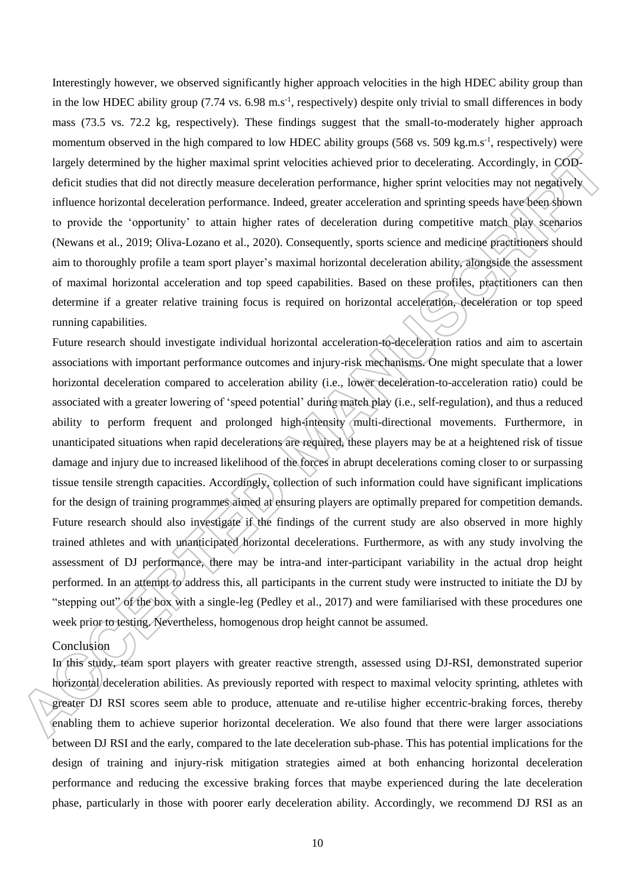Interestingly however, we observed significantly higher approach velocities in the high HDEC ability group than in the low HDEC ability group (7.74 vs. 6.98 m.s$^{-1}$, respectively) despite only trivial to small differences in body mass (73.5 vs. 72.2 kg, respectively). These findings suggest that the small-to-moderately higher approach momentum observed in the high compared to low HDEC ability groups (568 vs. 509 kg.m.s$^{-1}$, respectively) were largely determined by the higher maximal sprint velocities achieved prior to decelerating. Accordingly, in COD-deficit studies that did not directly measure deceleration performance, higher sprint velocities may not negatively influence horizontal deceleration performance. Indeed, greater acceleration and sprinting speeds have been shown to provide the 'opportunity' to attain higher rates of deceleration during competitive match play scenarios (Newans et al., 2019; Oliva-Lozano et al., 2020). Consequently, sports science and medicine practitioners should aim to thoroughly profile a team sport player's maximal horizontal deceleration ability, alongside the assessment of maximal horizontal acceleration and top speed capabilities. Based on these profiles, practitioners can then determine if a greater relative training focus is required on horizontal acceleration, deceleration or top speed running capabilities.

Future research should investigate individual horizontal acceleration-to-deceleration ratios and aim to ascertain associations with important performance outcomes and injury-risk mechanisms. One might speculate that a lower horizontal deceleration compared to acceleration ability (i.e., lower deceleration-to-acceleration ratio) could be associated with a greater lowering of 'speed potential' during match play (i.e., self-regulation), and thus a reduced ability to perform frequent and prolonged high-intensity multi-directional movements. Furthermore, in unanticipated situations when rapid decelerations are required, these players may be at a heightened risk of tissue damage and injury due to increased likelihood of the forces in abrupt decelerations coming closer to or surpassing tissue tensile strength capacities. Accordingly, collection of such information could have significant implications for the design of training programmes aimed at ensuring players are optimally prepared for competition demands. Future research should also investigate if the findings of the current study are also observed in more highly trained athletes and with unanticipated horizontal decelerations. Furthermore, as with any study involving the assessment of DJ performance, there may be intra-and inter-participant variability in the actual drop height performed. In an attempt to address this, all participants in the current study were instructed to initiate the DJ by "stepping out" of the box with a single-leg (Pedley et al., 2017) and were familiarised with these procedures one week prior to testing. Nevertheless, homogenous drop height cannot be assumed.

## Conclusion

In this study, team sport players with greater reactive strength, assessed using DJ-RSI, demonstrated superior horizontal deceleration abilities. As previously reported with respect to maximal velocity sprinting, athletes with greater DJ RSI scores seem able to produce, attenuate and re-utilise higher eccentric-braking forces, thereby enabling them to achieve superior horizontal deceleration. We also found that there were larger associations between DJ RSI and the early, compared to the late deceleration sub-phase. This has potential implications for the design of training and injury-risk mitigation strategies aimed at both enhancing horizontal deceleration performance and reducing the excessive braking forces that maybe experienced during the late deceleration phase, particularly in those with poorer early deceleration ability. Accordingly, we recommend DJ RSI as an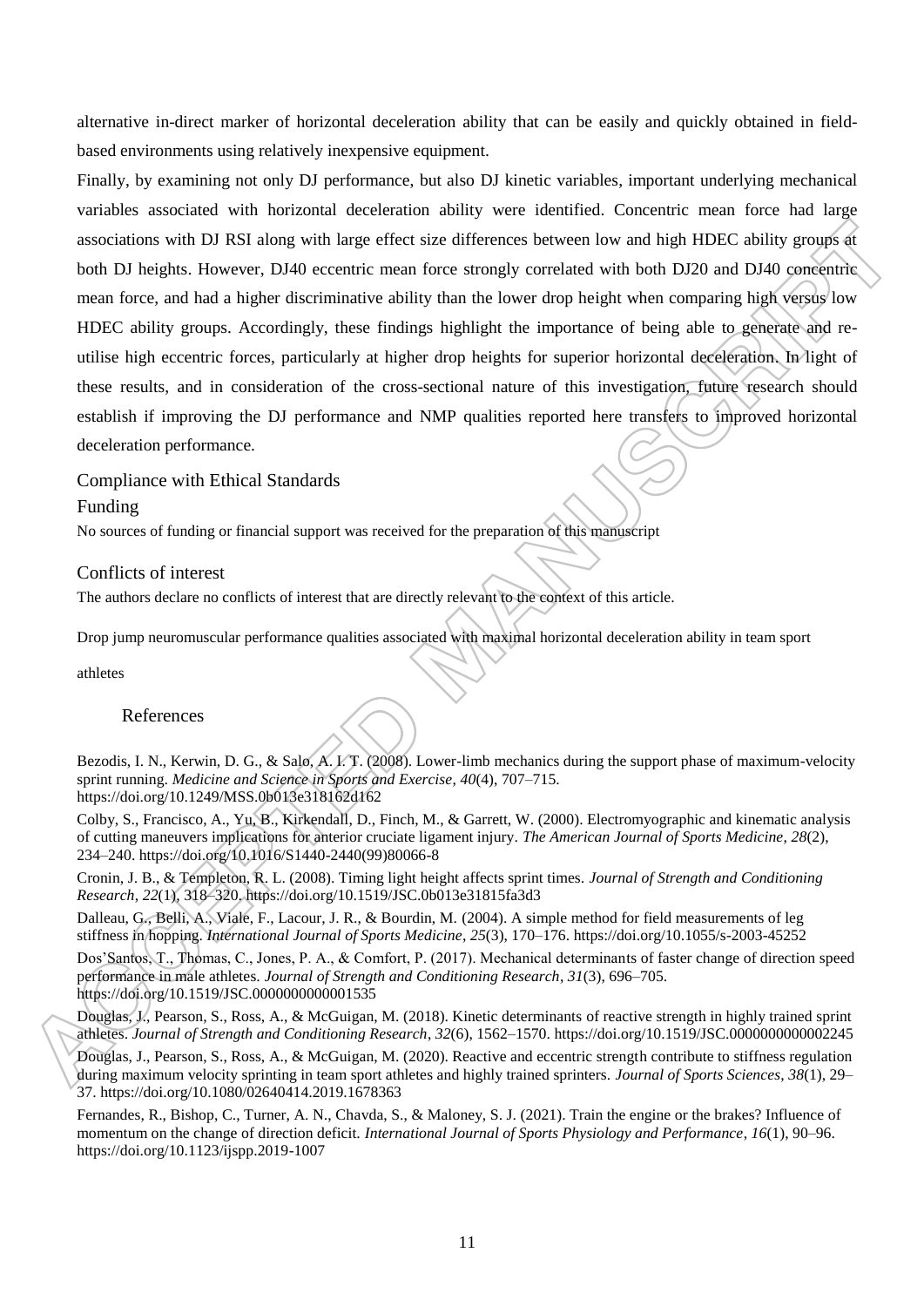alternative in-direct marker of horizontal deceleration ability that can be easily and quickly obtained in field-based environments using relatively inexpensive equipment.

Finally, by examining not only DJ performance, but also DJ kinetic variables, important underlying mechanical variables associated with horizontal deceleration ability were identified. Concentric mean force had large associations with DJ RSI along with large effect size differences between low and high HDEC ability groups at both DJ heights. However, DJ40 eccentric mean force strongly correlated with both DJ20 and DJ40 concentric mean force, and had a higher discriminative ability than the lower drop height when comparing high versus low HDEC ability groups. Accordingly, these findings highlight the importance of being able to generate and re-utilise high eccentric forces, particularly at higher drop heights for superior horizontal deceleration. In light of these results, and in consideration of the cross-sectional nature of this investigation, future research should establish if improving the DJ performance and NMP qualities reported here transfers to improved horizontal deceleration performance.

## Compliance with Ethical Standards

### Funding

No sources of funding or financial support was received for the preparation of this manuscript

### Conflicts of interest

The authors declare no conflicts of interest that are directly relevant to the context of this article.

Drop jump neuromuscular performance qualities associated with maximal horizontal deceleration ability in team sport athletes

## References

Bezodis, I. N., Kerwin, D. G., & Salo, A. I. T. (2008). Lower-limb mechanics during the support phase of maximum-velocity sprint running. *Medicine and Science in Sports and Exercise*, *40*(4), 707–715. https://doi.org/10.1249/MSS.0b013e318162d162

Colby, S., Francisco, A., Yu, B., Kirkendall, D., Finch, M., & Garrett, W. (2000). Electromyographic and kinematic analysis of cutting maneuvers implications for anterior cruciate ligament injury. *The American Journal of Sports Medicine*, *28*(2), 234–240. https://doi.org/10.1016/S1440-2440(99)80066-8

Cronin, J. B., & Templeton, R. L. (2008). Timing light height affects sprint times. *Journal of Strength and Conditioning Research*, *22*(1), 318–320. https://doi.org/10.1519/JSC.0b013e31815fa3d3

Dalleau, G., Belli, A., Viale, F., Lacour, J. R., & Bourdin, M. (2004). A simple method for field measurements of leg stiffness in hopping. *International Journal of Sports Medicine*, *25*(3), 170–176. https://doi.org/10.1055/s-2003-45252

Dos'Santos, T., Thomas, C., Jones, P. A., & Comfort, P. (2017). Mechanical determinants of faster change of direction speed performance in male athletes. *Journal of Strength and Conditioning Research*, *31*(3), 696–705. https://doi.org/10.1519/JSC.0000000000001535

Douglas, J., Pearson, S., Ross, A., & McGuigan, M. (2018). Kinetic determinants of reactive strength in highly trained sprint athletes. *Journal of Strength and Conditioning Research*, *32*(6), 1562–1570. https://doi.org/10.1519/JSC.0000000000002245

Douglas, J., Pearson, S., Ross, A., & McGuigan, M. (2020). Reactive and eccentric strength contribute to stiffness regulation during maximum velocity sprinting in team sport athletes and highly trained sprinters. *Journal of Sports Sciences*, *38*(1), 29–37. https://doi.org/10.1080/02640414.2019.1678363

Fernandes, R., Bishop, C., Turner, A. N., Chavda, S., & Maloney, S. J. (2021). Train the engine or the brakes? Influence of momentum on the change of direction deficit. *International Journal of Sports Physiology and Performance*, *16*(1), 90–96. https://doi.org/10.1123/ijspp.2019-1007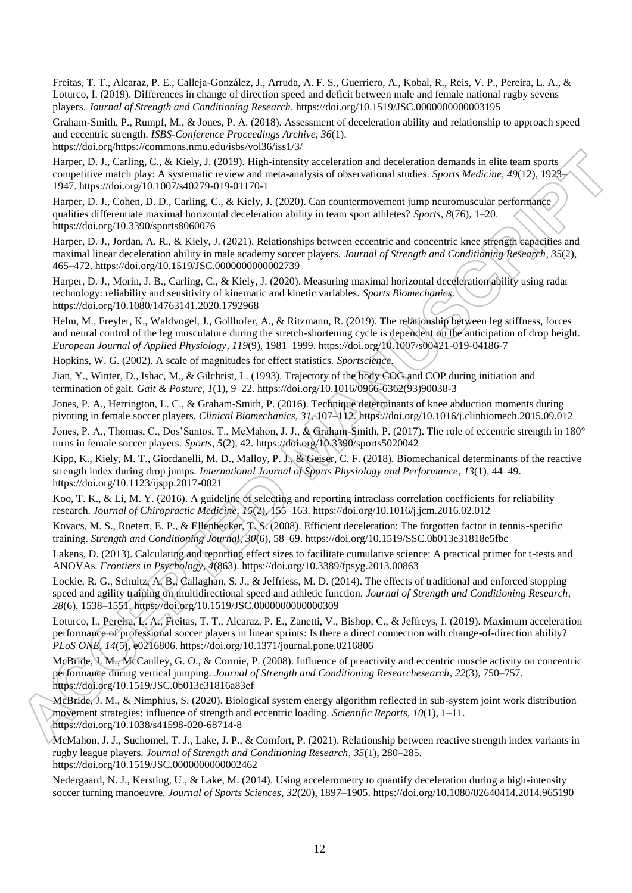Freitas, T. T., Alcaraz, P. E., Calleja-González, J., Arruda, A. F. S., Guerriero, A., Kobal, R., Reis, V. P., Pereira, L. A., & Loturco, I. (2019). Differences in change of direction speed and deficit between male and female national rugby sevens players. *Journal of Strength and Conditioning Research*. https://doi.org/10.1519/JSC.0000000000003195

Graham-Smith, P., Rumpf, M., & Jones, P. A. (2018). Assessment of deceleration ability and relationship to approach speed and eccentric strength. *ISBS-Conference Proceedings Archive*, *36*(1). https://doi.org/https://commons.nmu.edu/isbs/vol36/iss1/3/

Harper, D. J., Carling, C., & Kiely, J. (2019). High-intensity acceleration and deceleration demands in elite team sports competitive match play: A systematic review and meta-analysis of observational studies. *Sports Medicine*, *49*(12), 1923–1947. https://doi.org/10.1007/s40279-019-01170-1

Harper, D. J., Cohen, D. D., Carling, C., & Kiely, J. (2020). Can countermovement jump neuromuscular performance qualities differentiate maximal horizontal deceleration ability in team sport athletes? *Sports*, *8*(76), 1–20. https://doi.org/10.3390/sports8060076

Harper, D. J., Jordan, A. R., & Kiely, J. (2021). Relationships between eccentric and concentric knee strength capacities and maximal linear deceleration ability in male academy soccer players. *Journal of Strength and Conditioning Research*, *35*(2), 465–472. https://doi.org/10.1519/JSC.0000000000002739

Harper, D. J., Morin, J. B., Carling, C., & Kiely, J. (2020). Measuring maximal horizontal deceleration ability using radar technology: reliability and sensitivity of kinematic and kinetic variables. *Sports Biomechanics*. https://doi.org/10.1080/14763141.2020.1792968

Helm, M., Freyler, K., Waldvogel, J., Gollhofer, A., & Ritzmann, R. (2019). The relationship between leg stiffness, forces and neural control of the leg musculature during the stretch-shortening cycle is dependent on the anticipation of drop height. *European Journal of Applied Physiology*, *119*(9), 1981–1999. https://doi.org/10.1007/s00421-019-04186-7

Hopkins, W. G. (2002). A scale of magnitudes for effect statistics. *Sportscience*.

Jian, Y., Winter, D., Ishac, M., & Gilchrist, L. (1993). Trajectory of the body COG and COP during initiation and termination of gait. *Gait & Posture*, *1*(1), 9–22. https://doi.org/10.1016/0966-6362(93)90038-3

Jones, P. A., Herrington, L. C., & Graham-Smith, P. (2016). Technique determinants of knee abduction moments during pivoting in female soccer players. *Clinical Biomechanics*, *31*, 107–112. https://doi.org/10.1016/j.clinbiomech.2015.09.012

Jones, P. A., Thomas, C., Dos'Santos, T., McMahon, J. J., & Graham-Smith, P. (2017). The role of eccentric strength in 180° turns in female soccer players. *Sports*, *5*(2), 42. https://doi.org/10.3390/sports5020042

Kipp, K., Kiely, M. T., Giordanelli, M. D., Malloy, P. J., & Geiser, C. F. (2018). Biomechanical determinants of the reactive strength index during drop jumps. *International Journal of Sports Physiology and Performance*, *13*(1), 44–49. https://doi.org/10.1123/ijspp.2017-0021

Koo, T. K., & Li, M. Y. (2016). A guideline of selecting and reporting intraclass correlation coefficients for reliability research. *Journal of Chiropractic Medicine*, *15*(2), 155–163. https://doi.org/10.1016/j.jcm.2016.02.012

Kovacs, M. S., Roetert, E. P., & Ellenbecker, T. S. (2008). Efficient deceleration: The forgotten factor in tennis-specific training. *Strength and Conditioning Journal*, *30*(6), 58–69. https://doi.org/10.1519/SSC.0b013e31818e5fbc

Lakens, D. (2013). Calculating and reporting effect sizes to facilitate cumulative science: A practical primer for t-tests and ANOVAs. *Frontiers in Psychology*, *4*(863). https://doi.org/10.3389/fpsyg.2013.00863

Lockie, R. G., Schultz, A. B., Callaghan, S. J., & Jeffriess, M. D. (2014). The effects of traditional and enforced stopping speed and agility training on multidirectional speed and athletic function. *Journal of Strength and Conditioning Research*, *28*(6), 1538–1551. https://doi.org/10.1519/JSC.0000000000000309

Loturco, I., Pereira, L. A., Freitas, T. T., Alcaraz, P. E., Zanetti, V., Bishop, C., & Jeffreys, I. (2019). Maximum acceleration performance of professional soccer players in linear sprints: Is there a direct connection with change-of-direction ability? *PLoS ONE*, *14*(5), e0216806. https://doi.org/10.1371/journal.pone.0216806

McBride, J. M., McCaulley, G. O., & Cormie, P. (2008). Influence of preactivity and eccentric muscle activity on concentric performance during vertical jumping. *Journal of Strength and Conditioning Researchesearch*, *22*(3), 750–757. https://doi.org/10.1519/JSC.0b013e31816a83ef

McBride, J. M., & Nimphius, S. (2020). Biological system energy algorithm reflected in sub-system joint work distribution movement strategies: influence of strength and eccentric loading. *Scientific Reports*, *10*(1), 1–11. https://doi.org/10.1038/s41598-020-68714-8

McMahon, J. J., Suchomel, T. J., Lake, J. P., & Comfort, P. (2021). Relationship between reactive strength index variants in rugby league players. *Journal of Strength and Conditioning Research*, *35*(1), 280–285. https://doi.org/10.1519/JSC.0000000000002462

Nedergaard, N. J., Kersting, U., & Lake, M. (2014). Using accelerometry to quantify deceleration during a high-intensity soccer turning manoeuvre. *Journal of Sports Sciences*, *32*(20), 1897–1905. https://doi.org/10.1080/02640414.2014.965190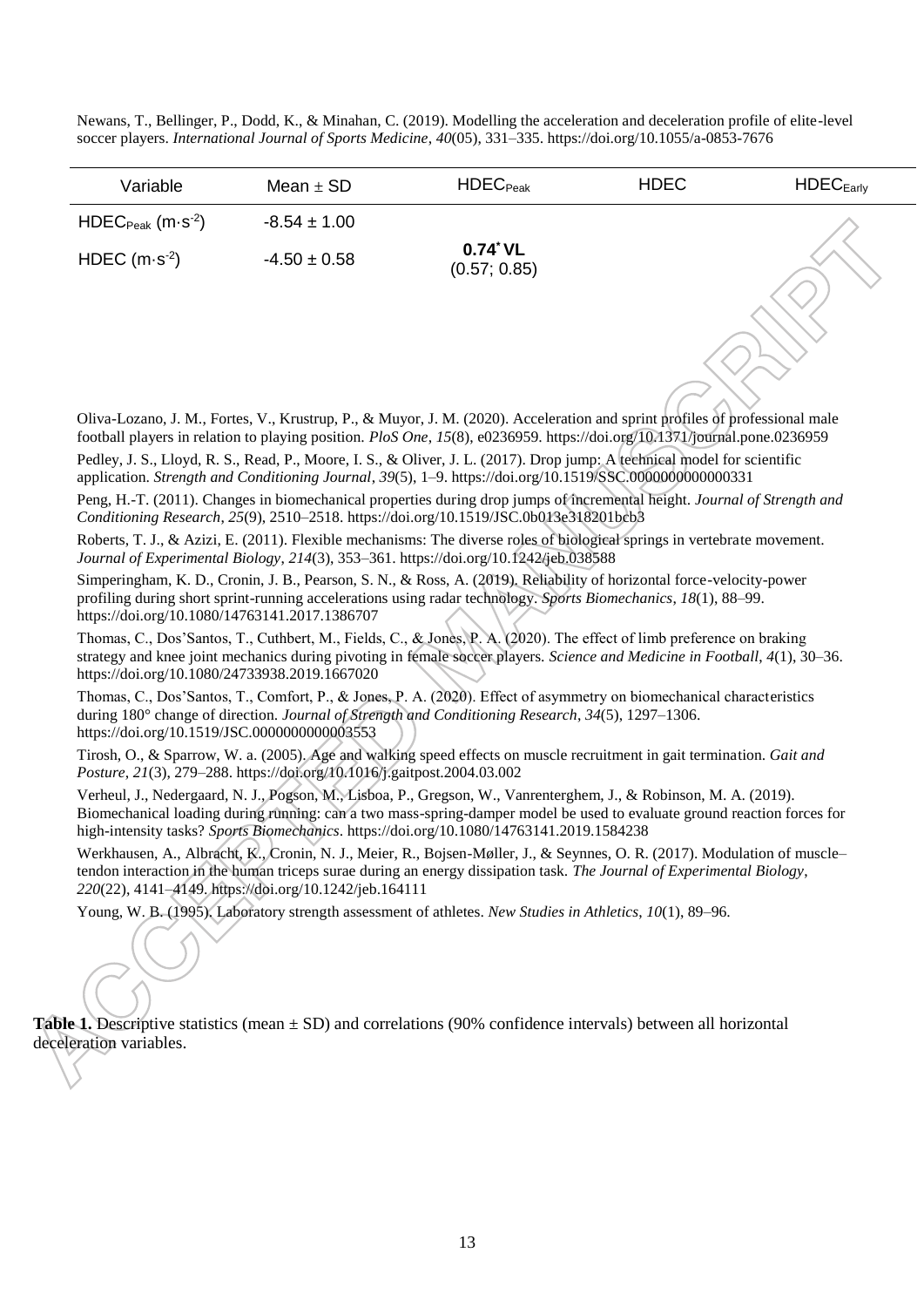Newans, T., Bellinger, P., Dodd, K., & Minahan, C. (2019). Modelling the acceleration and deceleration profile of elite-level soccer players. *International Journal of Sports Medicine*, *40*(05), 331–335. https://doi.org/10.1055/a-0853-7676

Oliva-Lozano, J. M., Fortes, V., Krustrup, P., & Muyor, J. M. (2020). Acceleration and sprint profiles of professional male football players in relation to playing position. *PloS One*, *15*(8), e0236959. https://doi.org/10.1371/journal.pone.0236959

Pedley, J. S., Lloyd, R. S., Read, P., Moore, I. S., & Oliver, J. L. (2017). Drop jump: A technical model for scientific application. *Strength and Conditioning Journal*, *39*(5), 1–9. https://doi.org/10.1519/SSC.0000000000000331

Peng, H.-T. (2011). Changes in biomechanical properties during drop jumps of incremental height. *Journal of Strength and Conditioning Research*, *25*(9), 2510–2518. https://doi.org/10.1519/JSC.0b013e318201bcb3

Roberts, T. J., & Azizi, E. (2011). Flexible mechanisms: The diverse roles of biological springs in vertebrate movement. *Journal of Experimental Biology*, *214*(3), 353–361. https://doi.org/10.1242/jeb.038588

Simperingham, K. D., Cronin, J. B., Pearson, S. N., & Ross, A. (2019). Reliability of horizontal force-velocity-power profiling during short sprint-running accelerations using radar technology. *Sports Biomechanics*, *18*(1), 88–99. https://doi.org/10.1080/14763141.2017.1386707

Thomas, C., Dos'Santos, T., Cuthbert, M., Fields, C., & Jones, P. A. (2020). The effect of limb preference on braking strategy and knee joint mechanics during pivoting in female soccer players. *Science and Medicine in Football*, *4*(1), 30–36. https://doi.org/10.1080/24733938.2019.1667020

Thomas, C., Dos'Santos, T., Comfort, P., & Jones, P. A. (2020). Effect of asymmetry on biomechanical characteristics during 180° change of direction. *Journal of Strength and Conditioning Research*, *34*(5), 1297–1306. https://doi.org/10.1519/JSC.0000000000003553

Tirosh, O., & Sparrow, W. a. (2005). Age and walking speed effects on muscle recruitment in gait termination. *Gait and Posture*, *21*(3), 279–288. https://doi.org/10.1016/j.gaitpost.2004.03.002

Verheul, J., Nedergaard, N. J., Pogson, M., Lisboa, P., Gregson, W., Vanrenterghem, J., & Robinson, M. A. (2019). Biomechanical loading during running: can a two mass-spring-damper model be used to evaluate ground reaction forces for high-intensity tasks? *Sports Biomechanics*. https://doi.org/10.1080/14763141.2019.1584238

Werkhausen, A., Albracht, K., Cronin, N. J., Meier, R., Bojsen-Møller, J., & Seynnes, O. R. (2017). Modulation of muscle–tendon interaction in the human triceps surae during an energy dissipation task. *The Journal of Experimental Biology*, *220*(22), 4141–4149. https://doi.org/10.1242/jeb.164111

Young, W. B. (1995). Laboratory strength assessment of athletes. *New Studies in Athletics*, *10*(1), 89–96.

**Table 1.** Descriptive statistics (mean ± SD) and correlations (90% confidence intervals) between all horizontal deceleration variables.

| Variable | Mean ± SD | $HDEC_{Peak}$ | HDEC | $HDEC_{Early}$ |
|---|---|---|---|---|
| $HDEC_{Peak}$ ($m \cdot s^{-2}$) | -8.54 ± 1.00 | | | |
| HDEC ($m \cdot s^{-2}$) | -4.50 ± 0.58 | **0.74\* VL** (0.57; 0.85) | | |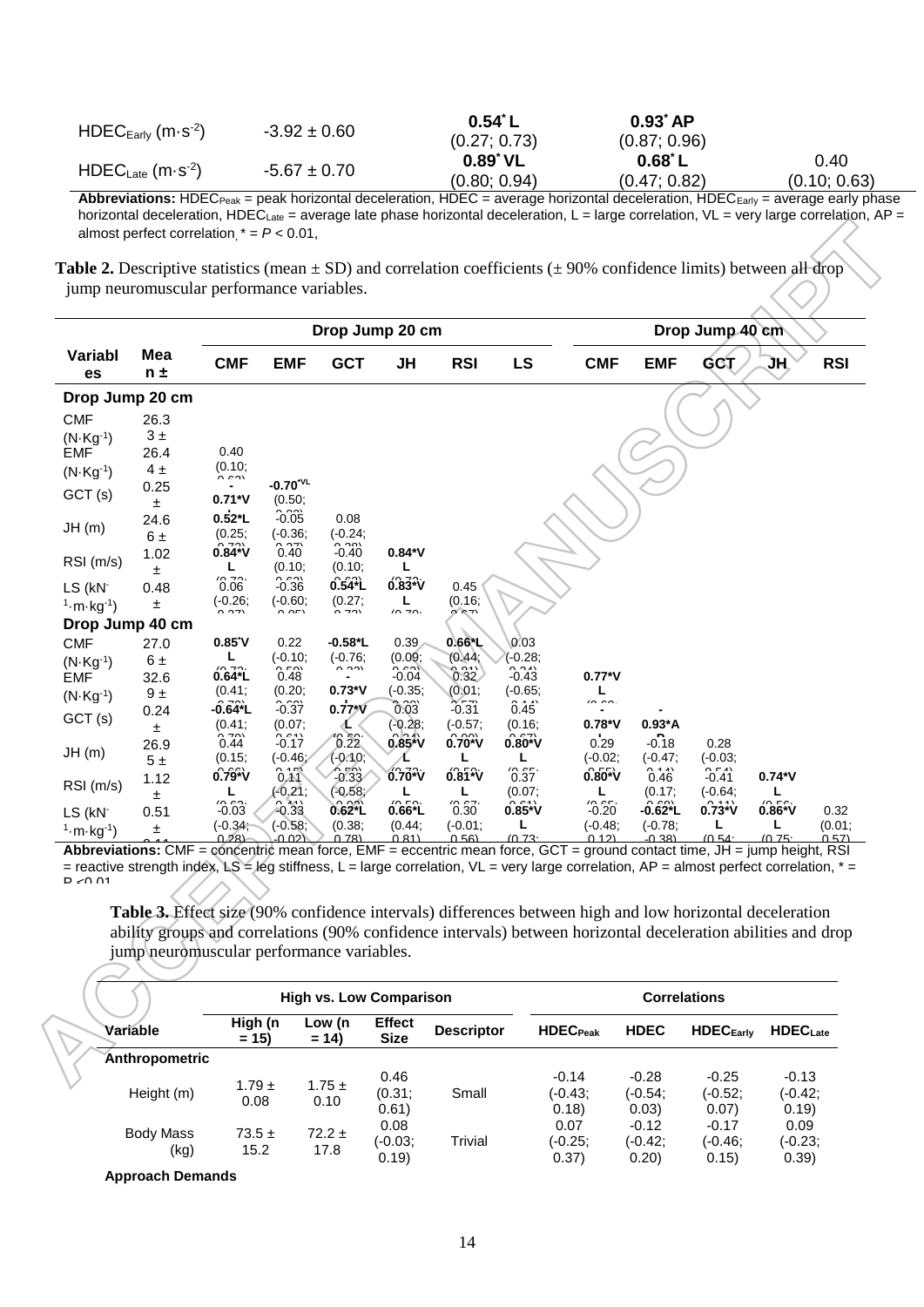| | | | | |
|---|---|---|---|---|
| $HDEC_{Early}$ ($m \cdot s^{-2}$) | -3.92 ± 0.60 | 0.54* L (0.27; 0.73) | 0.93* AP (0.87; 0.96) | |
| $HDEC_{Late}$ ($m \cdot s^{-2}$) | -5.67 ± 0.70 | 0.89* VL (0.80; 0.94) | 0.68* L (0.47; 0.82) | 0.40 (0.10; 0.63) |

**Abbreviations:** $HDEC_{Peak}$ = peak horizontal deceleration, HDEC = average horizontal deceleration, $HDEC_{Early}$ = average early phase horizontal deceleration, $HDEC_{Late}$ = average late phase horizontal deceleration, L = large correlation, VL = very large correlation, AP = almost perfect correlation, * = $P < 0.01$,

**Table 2.** Descriptive statistics (mean ± SD) and correlation coefficients (± 90% confidence limits) between all drop jump neuromuscular performance variables.

| Variables | Mean ± | Drop Jump 20 cm CMF | EMF | GCT | JH | RSI | LS | Drop Jump 40 cm CMF | EMF | GCT | JH | RSI |
|---|---|---|---|---|---|---|---|---|---|---|---|---|
| **Drop Jump 20 cm** | | | | | | | | | | | | |
| CMF ($N \cdot Kg^{-1}$) | 26.3 ± 3 | | | | | | | | | | | |
| EMF ($N \cdot Kg^{-1}$) | 26.4 ± 4 | 0.40 (0.10; 0.63) | | | | | | | | | | |
| GCT (s) | 0.25 ± | -0.71*VL | -0.70*VL (0.50; 0.83) | | | | | | | | | |
| JH (m) | 24.6 ± 6 | 0.52*L (0.25; 0.72) | -0.05 (-0.36; 0.27) | 0.08 (-0.24; 0.38) | | | | | | | | |
| RSI (m/s) | 1.02 ± | 0.84*VL (0.70; | 0.40 (0.10; 0.63) | -0.40 (0.10; 0.63) | 0.84*VL (0.70; | | | | | | | |
| LS ($kN^{-1} \cdot m \cdot kg^{-1}$) | 0.48 ± | 0.06 (-0.26; 0.37) | -0.36 (-0.60; -0.05) | 0.54*L (0.27; 0.73) | 0.83*VL (0.70; | 0.45 (0.16; 0.67) | | | | | | |
| **Drop Jump 40 cm** | | | | | | | | | | | | |
| CMF ($N \cdot Kg^{-1}$) | 27.0 ± 6 | 0.85*VL (0.72; | 0.22 (-0.10; 0.50) | -0.58*L (-0.76; -0.33) | 0.39 (0.09; 0.63) | 0.66*L (0.44; 0.81) | 0.03 (-0.28; 0.34) | | | | | |
| EMF ($N \cdot Kg^{-1}$) | 32.6 ± 9 | 0.64*L (0.41; 0.79) | 0.48 (0.20; 0.69) | -0.73*VL (-0.35; | -0.04 (-0.35; 0.28) | 0.32 (0.01; 0.57) | -0.43 (-0.65; -0.14) | 0.77*VL (0.60; | | | | |
| GCT (s) | 0.24 ± | -0.64*L (0.41; 0.79) | -0.37 (0.07; 0.61) | 0.77*VL (0.60; | 0.03 (-0.28; 0.34) | -0.31 (-0.57; 0.00) | 0.45 (0.16; 0.67) | -0.78*VL | -0.93*AP | | | |
| JH (m) | 26.9 ± 5 | 0.44 (0.15; 0.66) | -0.17 (-0.46; 0.15) | 0.22 (-0.10; 0.50) | 0.85*VL (0.72; | 0.70*VL (0.50; | 0.80*VL (0.67; | 0.29 (-0.02; 0.55) | -0.18 (-0.47; 0.14) | 0.28 (-0.03; 0.54) | | |
| RSI (m/s) | 1.12 ± | 0.79*VL (0.63; | 0.11 (-0.21; 0.41) | -0.33 (-0.58; -0.02) | 0.70*VL (0.50; | 0.81*VL (0.67; | 0.37 (0.07; 0.61) | 0.80*VL (0.65; | 0.46 (0.17; 0.68) | -0.41 (-0.64; -0.11) | 0.74*VL (0.56; | |
| LS ($kN^{-1} \cdot m \cdot kg^{-1}$) | 0.51 ± | -0.03 (-0.34; 0.28) | -0.33 (-0.58; -0.02) | 0.62*L (0.38; 0.78) | 0.66*L (0.44; 0.81) | 0.30 (-0.01; 0.56) | 0.85*VL (0.73; | -0.20 (-0.48; 0.12) | -0.62*L (-0.78; -0.38) | 0.73*VL (0.54; | 0.86*VL (0.75; | 0.32 (0.01; 0.57) |

**Abbreviations:** CMF = concentric mean force, EMF = eccentric mean force, GCT = ground contact time, JH = jump height, RSI = reactive strength index, LS = leg stiffness, L = large correlation, VL = very large correlation, AP = almost perfect correlation, * = $P < 0.01$

**Table 3.** Effect size (90% confidence intervals) differences between high and low horizontal deceleration ability groups and correlations (90% confidence intervals) between horizontal deceleration abilities and drop jump neuromuscular performance variables.

| Variable | High vs. Low Comparison High (n = 15) | Low (n = 14) | Effect Size | Descriptor | Correlations $HDEC_{Peak}$ | HDEC | $HDEC_{Early}$ | $HDEC_{Late}$ |
|---|---|---|---|---|---|---|---|---|
| **Anthropometric** | | | | | | | | |
| Height (m) | 1.79 ± 0.08 | 1.75 ± 0.10 | 0.46 (0.31; 0.61) | Small | -0.14 (-0.43; 0.18) | -0.28 (-0.54; 0.03) | -0.25 (-0.52; 0.07) | -0.13 (-0.42; 0.19) |
| Body Mass (kg) | 73.5 ± 15.2 | 72.2 ± 17.8 | 0.08 (-0.03; 0.19) | Trivial | 0.07 (-0.25; 0.37) | -0.12 (-0.42; 0.20) | -0.17 (-0.46; 0.15) | 0.09 (-0.23; 0.39) |
| **Approach Demands** | | | | | | | | |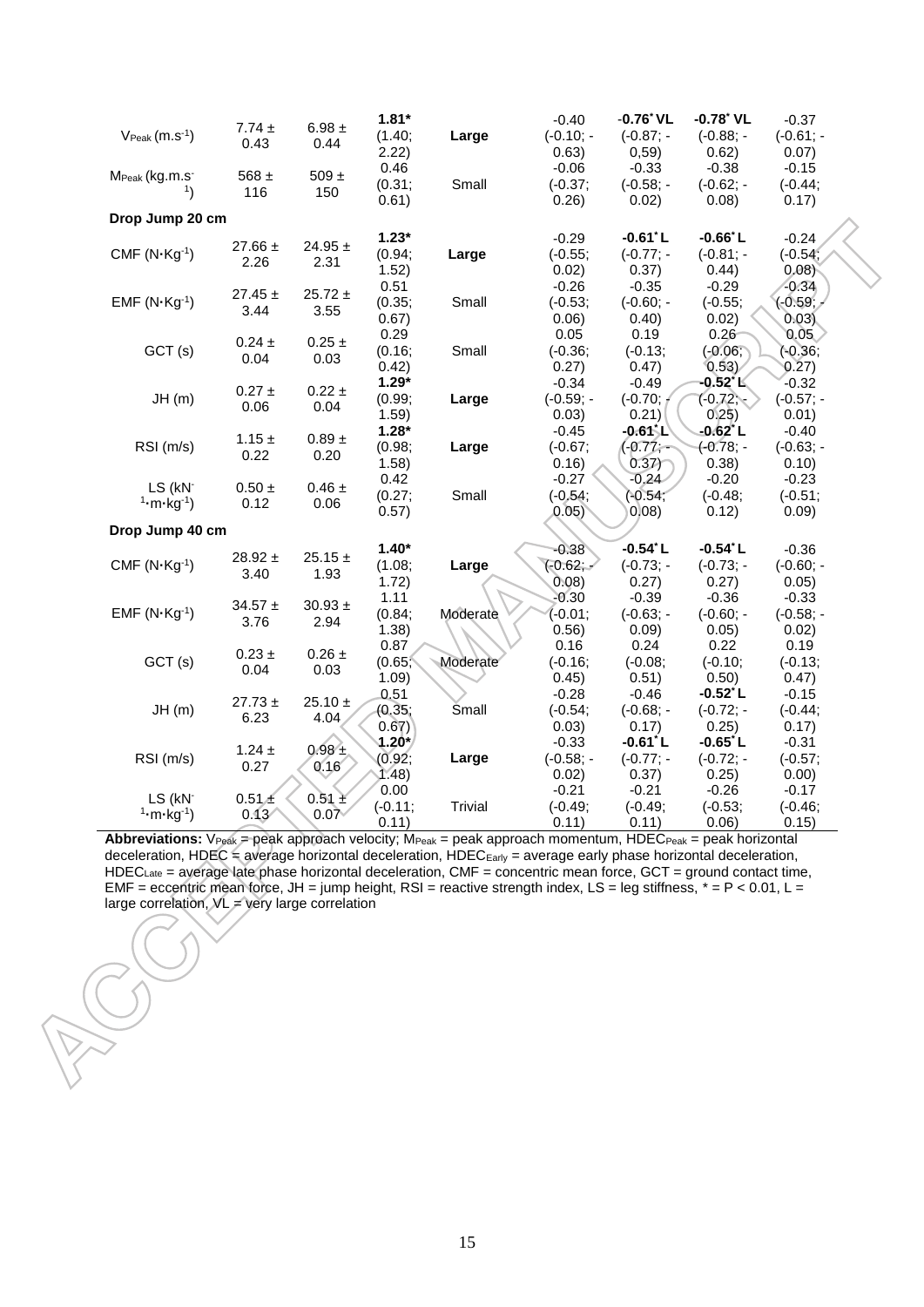| | | | | | | | | |
|---|---|---|---|---|---|---|---|---|
| $V_{Peak}$ (m.s$^{-1}$) | 7.74 ± 0.43 | 6.98 ± 0.44 | **1.81*** (1.40; 2.22) | **Large** | -0.40 (-0.10; -0.63) | **-0.76* VL** (-0.87; -0,59) | **-0.78* VL** (-0.88; -0.62) | -0.37 (-0.61; -0.07) |
| $M_{Peak}$ (kg.m.s$^{-1}$) | 568 ± 116 | 509 ± 150 | 0.46 (0.31; 0.61) | Small | -0.06 (-0.37; 0.26) | -0.33 (-0.58; -0.02) | -0.38 (-0.62; -0.08) | -0.15 (-0.44; 0.17) |
| **Drop Jump 20 cm** | | | | | | | | |
| CMF (N·Kg$^{-1}$) | 27.66 ± 2.26 | 24.95 ± 2.31 | **1.23*** (0.94; 1.52) | **Large** | -0.29 (-0.55; 0.02) | **-0.61* L** (-0.77; -0.37) | **-0.66* L** (-0.81; -0.44) | -0.24 (-0.54; 0.08) |
| EMF (N·Kg$^{-1}$) | 27.45 ± 3.44 | 25.72 ± 3.55 | 0.51 (0.35; 0.67) | Small | -0.26 (-0.53; 0.06) | -0.35 (-0.60; -0.40) | -0.29 (-0.55; 0.02) | -0.34 (-0.59; -0.03) |
| GCT (s) | 0.24 ± 0.04 | 0.25 ± 0.03 | 0.29 (0.16; 0.42) | Small | 0.05 (-0.36; 0.27) | 0.19 (-0.13; 0.47) | 0.26 (-0.06; 0.53) | 0.05 (-0.36; 0.27) |
| JH (m) | 0.27 ± 0.06 | 0.22 ± 0.04 | **1.29*** (0.99; 1.59) | **Large** | -0.34 (-0.59; -0.03) | -0.49 (-0.70; -0.21) | **-0.52* L** (-0.72; -0.25) | -0.32 (-0.57; -0.01) |
| RSI (m/s) | 1.15 ± 0.22 | 0.89 ± 0.20 | **1.28*** (0.98; 1.58) | **Large** | -0.45 (-0.67; 0.16) | **-0.61* L** (-0.77; -0.37) | **-0.62* L** (-0.78; -0.38) | -0.40 (-0.63; -0.10) |
| LS (kN$^{-1}$·m·kg$^{-1}$) | 0.50 ± 0.12 | 0.46 ± 0.06 | 0.42 (0.27; 0.57) | Small | -0.27 (-0.54; 0.05) | -0.24 (-0.54; 0.08) | -0.20 (-0.48; 0.12) | -0.23 (-0.51; 0.09) |
| **Drop Jump 40 cm** | | | | | | | | |
| CMF (N·Kg$^{-1}$) | 28.92 ± 3.40 | 25.15 ± 1.93 | **1.40*** (1.08; 1.72) | **Large** | -0.38 (-0.62; -0.08) | **-0.54* L** (-0.73; -0.27) | **-0.54* L** (-0.73; -0.27) | -0.36 (-0.60; -0.05) |
| EMF (N·Kg$^{-1}$) | 34.57 ± 3.76 | 30.93 ± 2.94 | 1.11 (0.84; 1.38) | Moderate | -0.30 (-0.01; 0.56) | -0.39 (-0.63; -0.09) | -0.36 (-0.60; -0.05) | -0.33 (-0.58; -0.02) |
| GCT (s) | 0.23 ± 0.04 | 0.26 ± 0.03 | 0.87 (0.65; 1.09) | Moderate | 0.16 (-0.16; 0.45) | 0.24 (-0.08; 0.51) | 0.22 (-0.10; 0.50) | 0.19 (-0.13; 0.47) |
| JH (m) | 27.73 ± 6.23 | 25.10 ± 4.04 | 0.51 (0.35; 0.67) | Small | -0.28 (-0.54; 0.03) | -0.46 (-0.68; -0.17) | **-0.52* L** (-0.72; -0.25) | -0.15 (-0.44; 0.17) |
| RSI (m/s) | 1.24 ± 0.27 | 0.98 ± 0.16 | **1.20*** (0.92; 1.48) | **Large** | -0.33 (-0.58; -0.02) | **-0.61* L** (-0.77; -0.37) | **-0.65* L** (-0.72; -0.25) | -0.31 (-0.57; 0.00) |
| LS (kN$^{-1}$·m·kg$^{-1}$) | 0.51 ± 0.13 | 0.51 ± 0.07 | 0.00 (-0.11; 0.11) | Trivial | -0.21 (-0.49; 0.11) | -0.21 (-0.49; 0.11) | -0.26 (-0.53; 0.06) | -0.17 (-0.46; 0.15) |

**Abbreviations:** $V_{Peak}$ = peak approach velocity; $M_{Peak}$ = peak approach momentum, $HDEC_{Peak}$ = peak horizontal deceleration, HDEC = average horizontal deceleration, $HDEC_{Early}$ = average early phase horizontal deceleration, $HDEC_{Late}$ = average late phase horizontal deceleration, CMF = concentric mean force, GCT = ground contact time, EMF = eccentric mean force, JH = jump height, RSI = reactive strength index, LS = leg stiffness, * = P < 0.01, L = large correlation, VL = very large correlation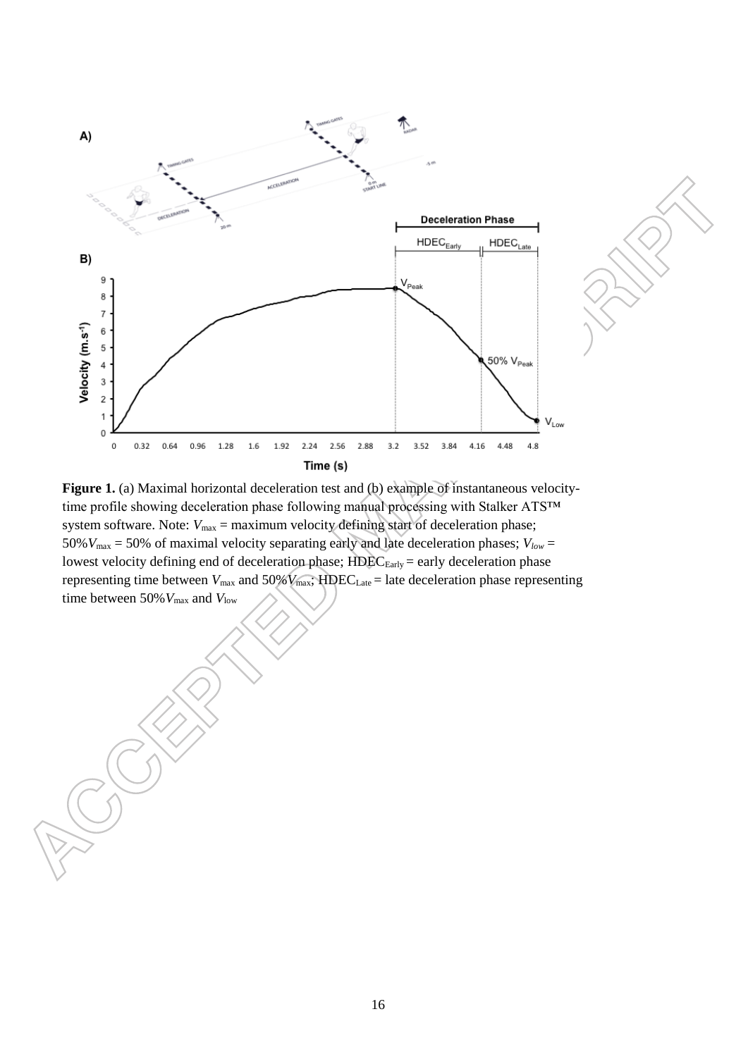A)

TIMING GATES

TIMING GATES

RADAR

-5 m

ACCELERATION

0 m START LINE

DECELERATION

20 m

B)

Deceleration Phase

$HDEC_{Early}$

$HDEC_{Late}$

Velocity (m.s$^{-1}$)

9
8
7
6
5
4
3
2
1
0

$V_{Peak}$

50% $V_{Peak}$

$V_{Low}$

0 0.32 0.64 0.96 1.28 1.6 1.92 2.24 2.56 2.88 3.2 3.52 3.84 4.16 4.48 4.8

Time (s)

**Figure 1.** (a) Maximal horizontal deceleration test and (b) example of instantaneous velocity-time profile showing deceleration phase following manual processing with Stalker ATS™ system software. Note: $V_{max}$ = maximum velocity defining start of deceleration phase; 50%$V_{max}$ = 50% of maximal velocity separating early and late deceleration phases; $V_{low}$ = lowest velocity defining end of deceleration phase; $HDEC_{Early}$ = early deceleration phase representing time between $V_{max}$ and 50%$V_{max}$; $HDEC_{Late}$ = late deceleration phase representing time between 50%$V_{max}$ and $V_{low}$